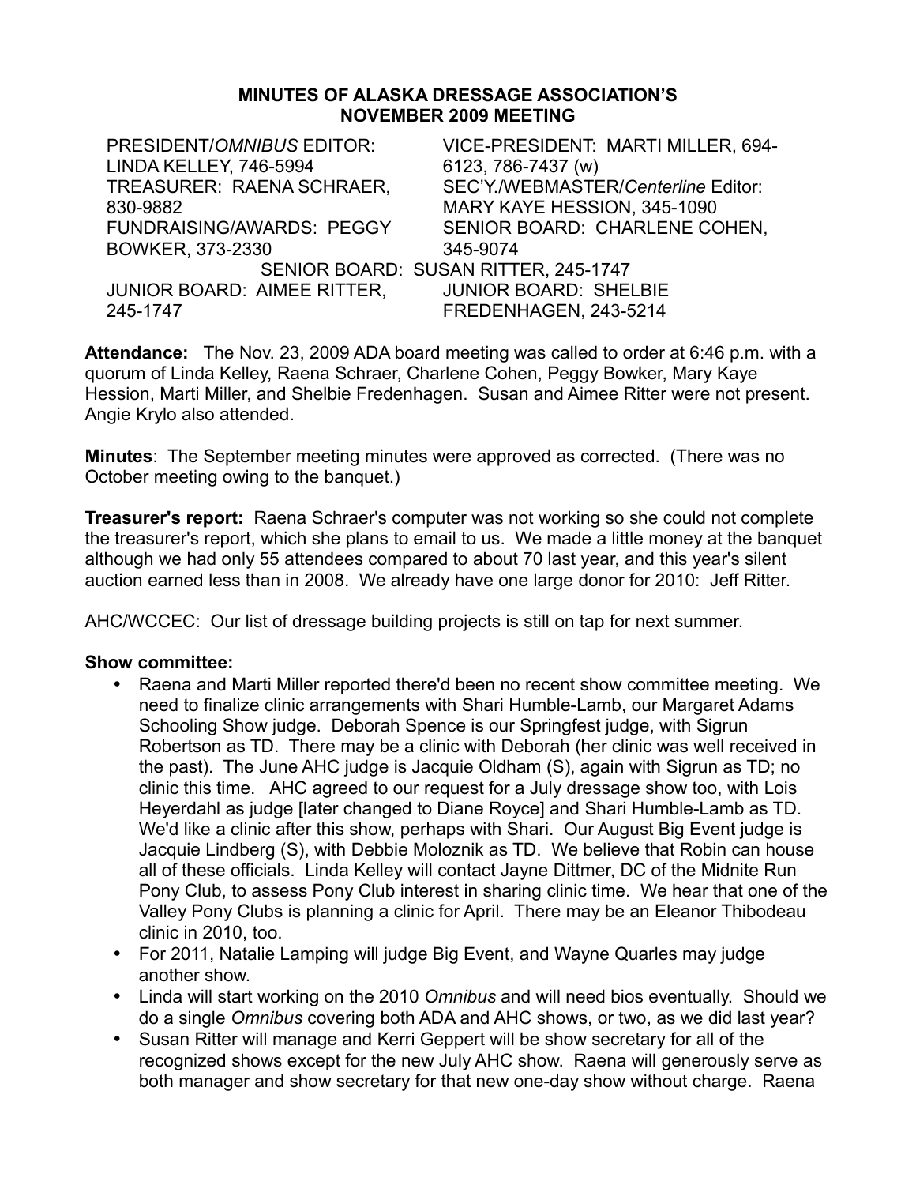**MINUTES OF ALASKA DRESSAGE ASSOCIATION'S NOVEMBER 2009 MEETING**

PRESIDENT/*OMNIBUS* EDITOR: LINDA KELLEY, 746-5994
VICE-PRESIDENT: MARTI MILLER, 694-6123, 786-7437 (w)
TREASURER: RAENA SCHRAER, 830-9882
SEC'Y./WEBMASTER/*Centerline* Editor: MARY KAYE HESSION, 345-1090
FUNDRAISING/AWARDS: PEGGY BOWKER, 373-2330
SENIOR BOARD: CHARLENE COHEN, 345-9074
SENIOR BOARD: SUSAN RITTER, 245-1747
JUNIOR BOARD: AIMEE RITTER, 245-1747
JUNIOR BOARD: SHELBIE FREDENHAGEN, 243-5214

**Attendance:** The Nov. 23, 2009 ADA board meeting was called to order at 6:46 p.m. with a quorum of Linda Kelley, Raena Schraer, Charlene Cohen, Peggy Bowker, Mary Kaye Hession, Marti Miller, and Shelbie Fredenhagen. Susan and Aimee Ritter were not present. Angie Krylo also attended.

**Minutes**: The September meeting minutes were approved as corrected. (There was no October meeting owing to the banquet.)

**Treasurer's report:** Raena Schraer's computer was not working so she could not complete the treasurer's report, which she plans to email to us. We made a little money at the banquet although we had only 55 attendees compared to about 70 last year, and this year's silent auction earned less than in 2008. We already have one large donor for 2010: Jeff Ritter.

AHC/WCCEC: Our list of dressage building projects is still on tap for next summer.

**Show committee:**

- Raena and Marti Miller reported there'd been no recent show committee meeting. We need to finalize clinic arrangements with Shari Humble-Lamb, our Margaret Adams Schooling Show judge. Deborah Spence is our Springfest judge, with Sigrun Robertson as TD. There may be a clinic with Deborah (her clinic was well received in the past). The June AHC judge is Jacquie Oldham (S), again with Sigrun as TD; no clinic this time. AHC agreed to our request for a July dressage show too, with Lois Heyerdahl as judge [later changed to Diane Royce] and Shari Humble-Lamb as TD. We'd like a clinic after this show, perhaps with Shari. Our August Big Event judge is Jacquie Lindberg (S), with Debbie Moloznik as TD. We believe that Robin can house all of these officials. Linda Kelley will contact Jayne Dittmer, DC of the Midnite Run Pony Club, to assess Pony Club interest in sharing clinic time. We hear that one of the Valley Pony Clubs is planning a clinic for April. There may be an Eleanor Thibodeau clinic in 2010, too.
- For 2011, Natalie Lamping will judge Big Event, and Wayne Quarles may judge another show.
- Linda will start working on the 2010 *Omnibus* and will need bios eventually. Should we do a single *Omnibus* covering both ADA and AHC shows, or two, as we did last year?
- Susan Ritter will manage and Kerri Geppert will be show secretary for all of the recognized shows except for the new July AHC show. Raena will generously serve as both manager and show secretary for that new one-day show without charge. Raena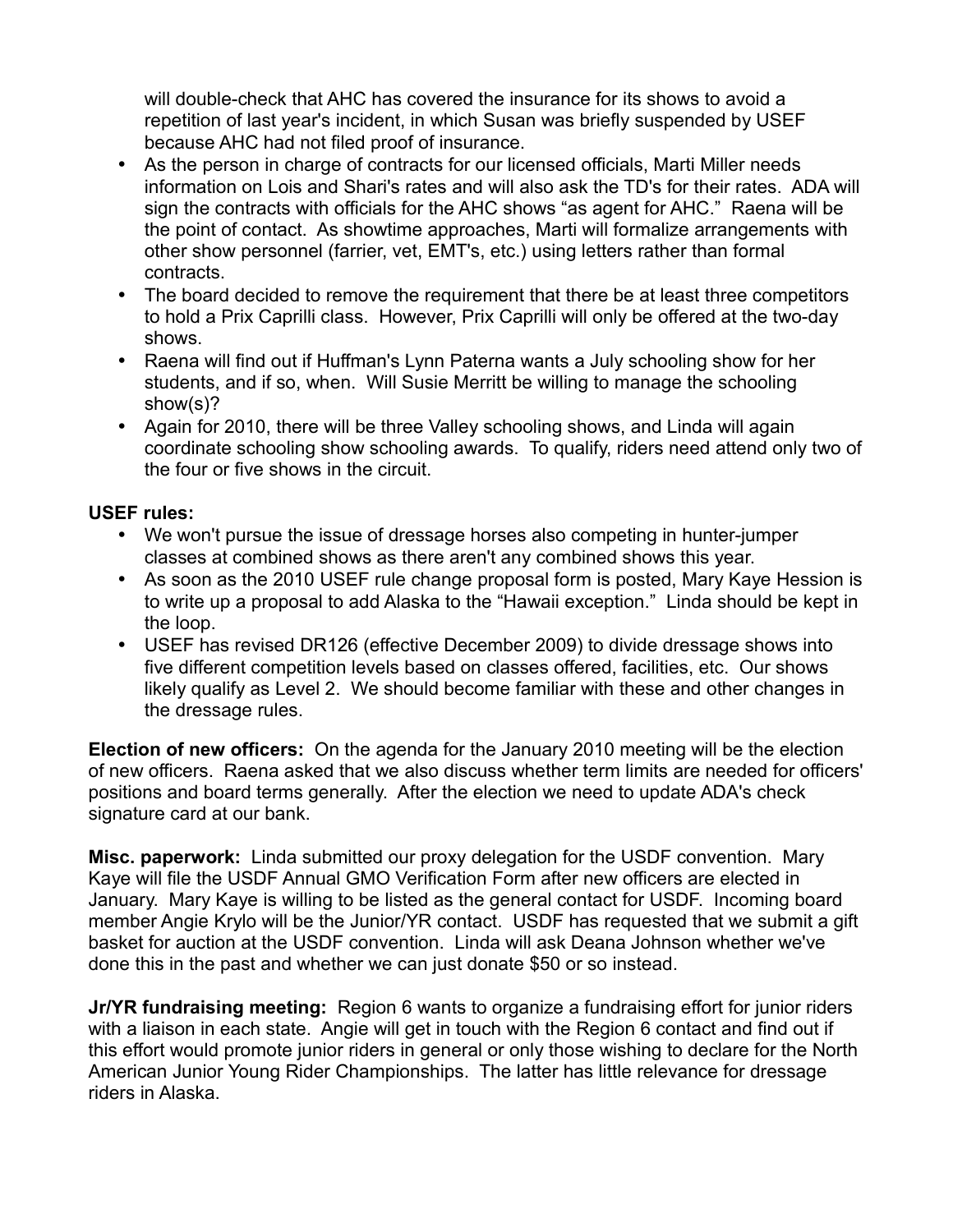will double-check that AHC has covered the insurance for its shows to avoid a repetition of last year's incident, in which Susan was briefly suspended by USEF because AHC had not filed proof of insurance.

- As the person in charge of contracts for our licensed officials, Marti Miller needs information on Lois and Shari's rates and will also ask the TD's for their rates. ADA will sign the contracts with officials for the AHC shows "as agent for AHC." Raena will be the point of contact. As showtime approaches, Marti will formalize arrangements with other show personnel (farrier, vet, EMT's, etc.) using letters rather than formal contracts.
- The board decided to remove the requirement that there be at least three competitors to hold a Prix Caprilli class. However, Prix Caprilli will only be offered at the two-day shows.
- Raena will find out if Huffman's Lynn Paterna wants a July schooling show for her students, and if so, when. Will Susie Merritt be willing to manage the schooling show(s)?
- Again for 2010, there will be three Valley schooling shows, and Linda will again coordinate schooling show schooling awards. To qualify, riders need attend only two of the four or five shows in the circuit.

**USEF rules:**

- We won't pursue the issue of dressage horses also competing in hunter-jumper classes at combined shows as there aren't any combined shows this year.
- As soon as the 2010 USEF rule change proposal form is posted, Mary Kaye Hession is to write up a proposal to add Alaska to the "Hawaii exception." Linda should be kept in the loop.
- USEF has revised DR126 (effective December 2009) to divide dressage shows into five different competition levels based on classes offered, facilities, etc. Our shows likely qualify as Level 2. We should become familiar with these and other changes in the dressage rules.

**Election of new officers:** On the agenda for the January 2010 meeting will be the election of new officers. Raena asked that we also discuss whether term limits are needed for officers' positions and board terms generally. After the election we need to update ADA's check signature card at our bank.

**Misc. paperwork:** Linda submitted our proxy delegation for the USDF convention. Mary Kaye will file the USDF Annual GMO Verification Form after new officers are elected in January. Mary Kaye is willing to be listed as the general contact for USDF. Incoming board member Angie Krylo will be the Junior/YR contact. USDF has requested that we submit a gift basket for auction at the USDF convention. Linda will ask Deana Johnson whether we've done this in the past and whether we can just donate $50 or so instead.

**Jr/YR fundraising meeting:** Region 6 wants to organize a fundraising effort for junior riders with a liaison in each state. Angie will get in touch with the Region 6 contact and find out if this effort would promote junior riders in general or only those wishing to declare for the North American Junior Young Rider Championships. The latter has little relevance for dressage riders in Alaska.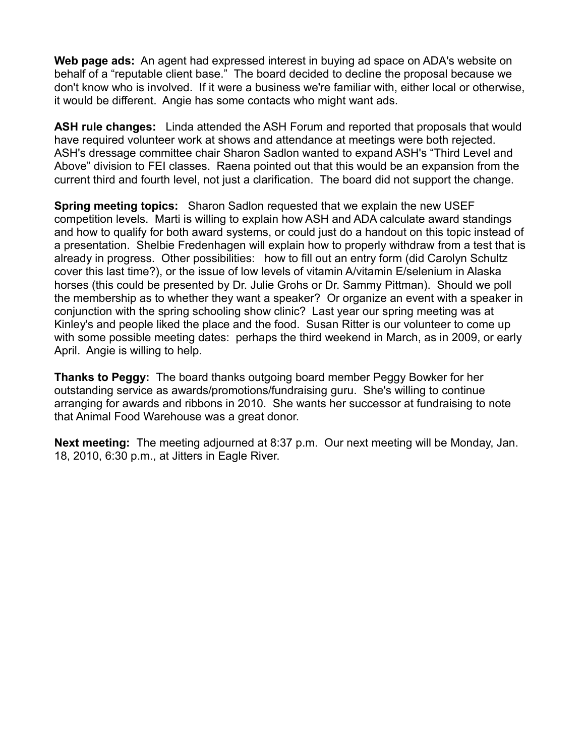**Web page ads:** An agent had expressed interest in buying ad space on ADA's website on behalf of a "reputable client base." The board decided to decline the proposal because we don't know who is involved. If it were a business we're familiar with, either local or otherwise, it would be different. Angie has some contacts who might want ads.

**ASH rule changes:** Linda attended the ASH Forum and reported that proposals that would have required volunteer work at shows and attendance at meetings were both rejected. ASH's dressage committee chair Sharon Sadlon wanted to expand ASH's "Third Level and Above" division to FEI classes. Raena pointed out that this would be an expansion from the current third and fourth level, not just a clarification. The board did not support the change.

**Spring meeting topics:** Sharon Sadlon requested that we explain the new USEF competition levels. Marti is willing to explain how ASH and ADA calculate award standings and how to qualify for both award systems, or could just do a handout on this topic instead of a presentation. Shelbie Fredenhagen will explain how to properly withdraw from a test that is already in progress. Other possibilities: how to fill out an entry form (did Carolyn Schultz cover this last time?), or the issue of low levels of vitamin A/vitamin E/selenium in Alaska horses (this could be presented by Dr. Julie Grohs or Dr. Sammy Pittman). Should we poll the membership as to whether they want a speaker? Or organize an event with a speaker in conjunction with the spring schooling show clinic? Last year our spring meeting was at Kinley's and people liked the place and the food. Susan Ritter is our volunteer to come up with some possible meeting dates: perhaps the third weekend in March, as in 2009, or early April. Angie is willing to help.

**Thanks to Peggy:** The board thanks outgoing board member Peggy Bowker for her outstanding service as awards/promotions/fundraising guru. She's willing to continue arranging for awards and ribbons in 2010. She wants her successor at fundraising to note that Animal Food Warehouse was a great donor.

**Next meeting:** The meeting adjourned at 8:37 p.m. Our next meeting will be Monday, Jan. 18, 2010, 6:30 p.m., at Jitters in Eagle River.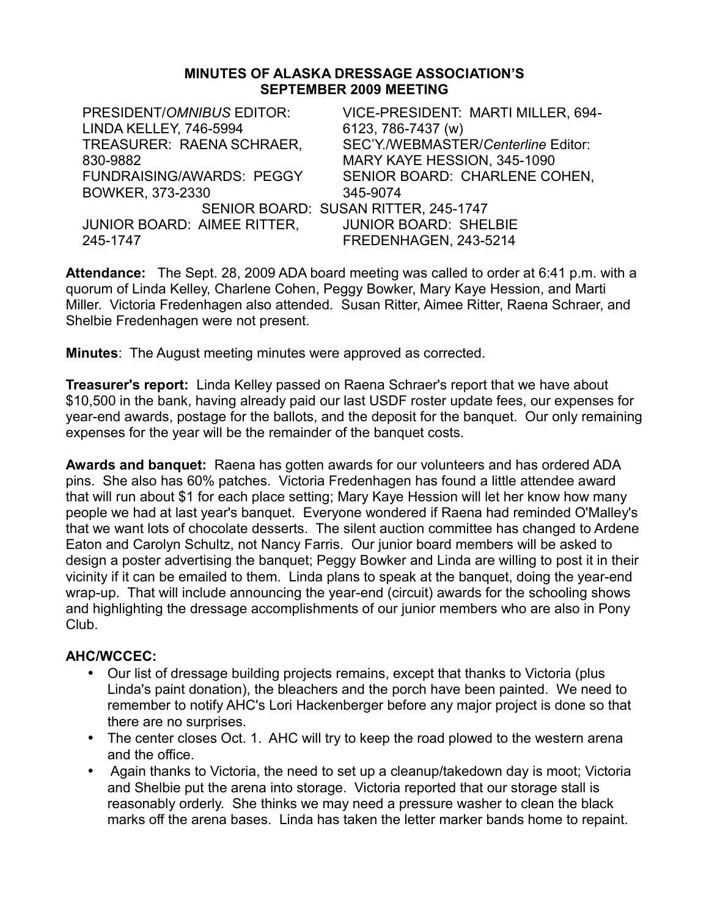**MINUTES OF ALASKA DRESSAGE ASSOCIATION'S SEPTEMBER 2009 MEETING**

| | |
|---|---|
| PRESIDENT/*OMNIBUS* EDITOR: LINDA KELLEY, 746-5994 | VICE-PRESIDENT: MARTI MILLER, 694-6123, 786-7437 (w) |
| TREASURER: RAENA SCHRAER, 830-9882 | SEC'Y./WEBMASTER/*Centerline* Editor: MARY KAYE HESSION, 345-1090 |
| FUNDRAISING/AWARDS: PEGGY BOWKER, 373-2330 | SENIOR BOARD: CHARLENE COHEN, 345-9074 |
| SENIOR BOARD: SUSAN RITTER, 245-1747 | |
| JUNIOR BOARD: AIMEE RITTER, 245-1747 | JUNIOR BOARD: SHELBIE FREDENHAGEN, 243-5214 |

**Attendance:** The Sept. 28, 2009 ADA board meeting was called to order at 6:41 p.m. with a quorum of Linda Kelley, Charlene Cohen, Peggy Bowker, Mary Kaye Hession, and Marti Miller. Victoria Fredenhagen also attended. Susan Ritter, Aimee Ritter, Raena Schraer, and Shelbie Fredenhagen were not present.

**Minutes**: The August meeting minutes were approved as corrected.

**Treasurer's report:** Linda Kelley passed on Raena Schraer's report that we have about $10,500 in the bank, having already paid our last USDF roster update fees, our expenses for year-end awards, postage for the ballots, and the deposit for the banquet. Our only remaining expenses for the year will be the remainder of the banquet costs.

**Awards and banquet:** Raena has gotten awards for our volunteers and has ordered ADA pins. She also has 60% patches. Victoria Fredenhagen has found a little attendee award that will run about $1 for each place setting; Mary Kaye Hession will let her know how many people we had at last year's banquet. Everyone wondered if Raena had reminded O'Malley's that we want lots of chocolate desserts. The silent auction committee has changed to Ardene Eaton and Carolyn Schultz, not Nancy Farris. Our junior board members will be asked to design a poster advertising the banquet; Peggy Bowker and Linda are willing to post it in their vicinity if it can be emailed to them. Linda plans to speak at the banquet, doing the year-end wrap-up. That will include announcing the year-end (circuit) awards for the schooling shows and highlighting the dressage accomplishments of our junior members who are also in Pony Club.

**AHC/WCCEC:**

- Our list of dressage building projects remains, except that thanks to Victoria (plus Linda's paint donation), the bleachers and the porch have been painted. We need to remember to notify AHC's Lori Hackenberger before any major project is done so that there are no surprises.
- The center closes Oct. 1. AHC will try to keep the road plowed to the western arena and the office.
- Again thanks to Victoria, the need to set up a cleanup/takedown day is moot; Victoria and Shelbie put the arena into storage. Victoria reported that our storage stall is reasonably orderly. She thinks we may need a pressure washer to clean the black marks off the arena bases. Linda has taken the letter marker bands home to repaint.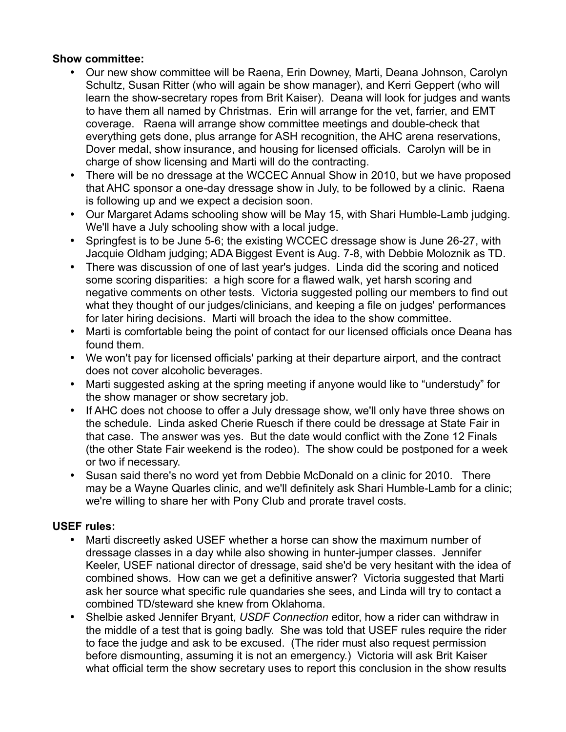**Show committee:**

- Our new show committee will be Raena, Erin Downey, Marti, Deana Johnson, Carolyn Schultz, Susan Ritter (who will again be show manager), and Kerri Geppert (who will learn the show-secretary ropes from Brit Kaiser). Deana will look for judges and wants to have them all named by Christmas. Erin will arrange for the vet, farrier, and EMT coverage. Raena will arrange show committee meetings and double-check that everything gets done, plus arrange for ASH recognition, the AHC arena reservations, Dover medal, show insurance, and housing for licensed officials. Carolyn will be in charge of show licensing and Marti will do the contracting.
- There will be no dressage at the WCCEC Annual Show in 2010, but we have proposed that AHC sponsor a one-day dressage show in July, to be followed by a clinic. Raena is following up and we expect a decision soon.
- Our Margaret Adams schooling show will be May 15, with Shari Humble-Lamb judging. We'll have a July schooling show with a local judge.
- Springfest is to be June 5-6; the existing WCCEC dressage show is June 26-27, with Jacquie Oldham judging; ADA Biggest Event is Aug. 7-8, with Debbie Moloznik as TD.
- There was discussion of one of last year's judges. Linda did the scoring and noticed some scoring disparities: a high score for a flawed walk, yet harsh scoring and negative comments on other tests. Victoria suggested polling our members to find out what they thought of our judges/clinicians, and keeping a file on judges' performances for later hiring decisions. Marti will broach the idea to the show committee.
- Marti is comfortable being the point of contact for our licensed officials once Deana has found them.
- We won't pay for licensed officials' parking at their departure airport, and the contract does not cover alcoholic beverages.
- Marti suggested asking at the spring meeting if anyone would like to "understudy" for the show manager or show secretary job.
- If AHC does not choose to offer a July dressage show, we'll only have three shows on the schedule. Linda asked Cherie Ruesch if there could be dressage at State Fair in that case. The answer was yes. But the date would conflict with the Zone 12 Finals (the other State Fair weekend is the rodeo). The show could be postponed for a week or two if necessary.
- Susan said there's no word yet from Debbie McDonald on a clinic for 2010. There may be a Wayne Quarles clinic, and we'll definitely ask Shari Humble-Lamb for a clinic; we're willing to share her with Pony Club and prorate travel costs.

**USEF rules:**

- Marti discreetly asked USEF whether a horse can show the maximum number of dressage classes in a day while also showing in hunter-jumper classes. Jennifer Keeler, USEF national director of dressage, said she'd be very hesitant with the idea of combined shows. How can we get a definitive answer? Victoria suggested that Marti ask her source what specific rule quandaries she sees, and Linda will try to contact a combined TD/steward she knew from Oklahoma.
- Shelbie asked Jennifer Bryant, *USDF Connection* editor, how a rider can withdraw in the middle of a test that is going badly. She was told that USEF rules require the rider to face the judge and ask to be excused. (The rider must also request permission before dismounting, assuming it is not an emergency.) Victoria will ask Brit Kaiser what official term the show secretary uses to report this conclusion in the show results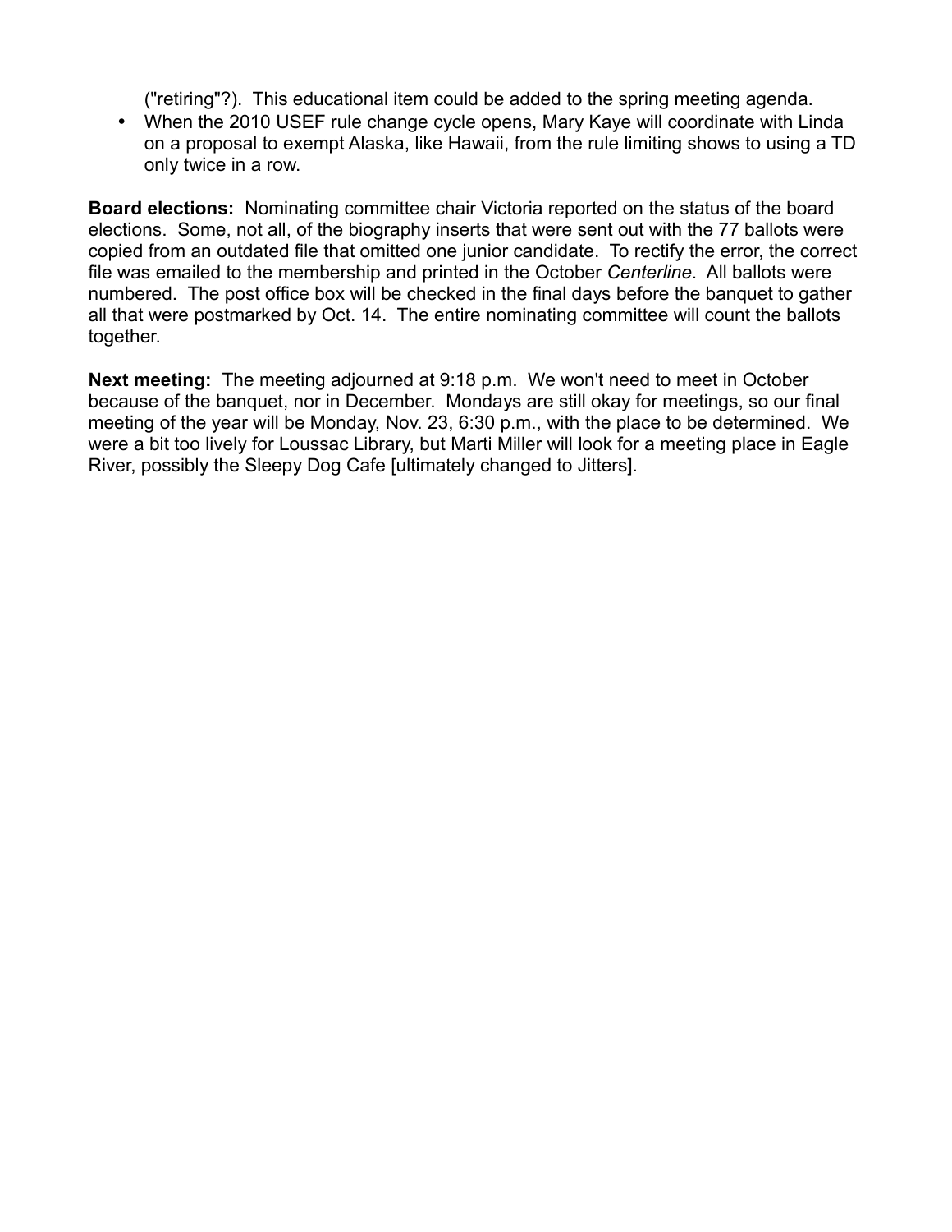("retiring"?). This educational item could be added to the spring meeting agenda.

- When the 2010 USEF rule change cycle opens, Mary Kaye will coordinate with Linda on a proposal to exempt Alaska, like Hawaii, from the rule limiting shows to using a TD only twice in a row.

**Board elections:** Nominating committee chair Victoria reported on the status of the board elections. Some, not all, of the biography inserts that were sent out with the 77 ballots were copied from an outdated file that omitted one junior candidate. To rectify the error, the correct file was emailed to the membership and printed in the October *Centerline*. All ballots were numbered. The post office box will be checked in the final days before the banquet to gather all that were postmarked by Oct. 14. The entire nominating committee will count the ballots together.

**Next meeting:** The meeting adjourned at 9:18 p.m. We won't need to meet in October because of the banquet, nor in December. Mondays are still okay for meetings, so our final meeting of the year will be Monday, Nov. 23, 6:30 p.m., with the place to be determined. We were a bit too lively for Loussac Library, but Marti Miller will look for a meeting place in Eagle River, possibly the Sleepy Dog Cafe [ultimately changed to Jitters].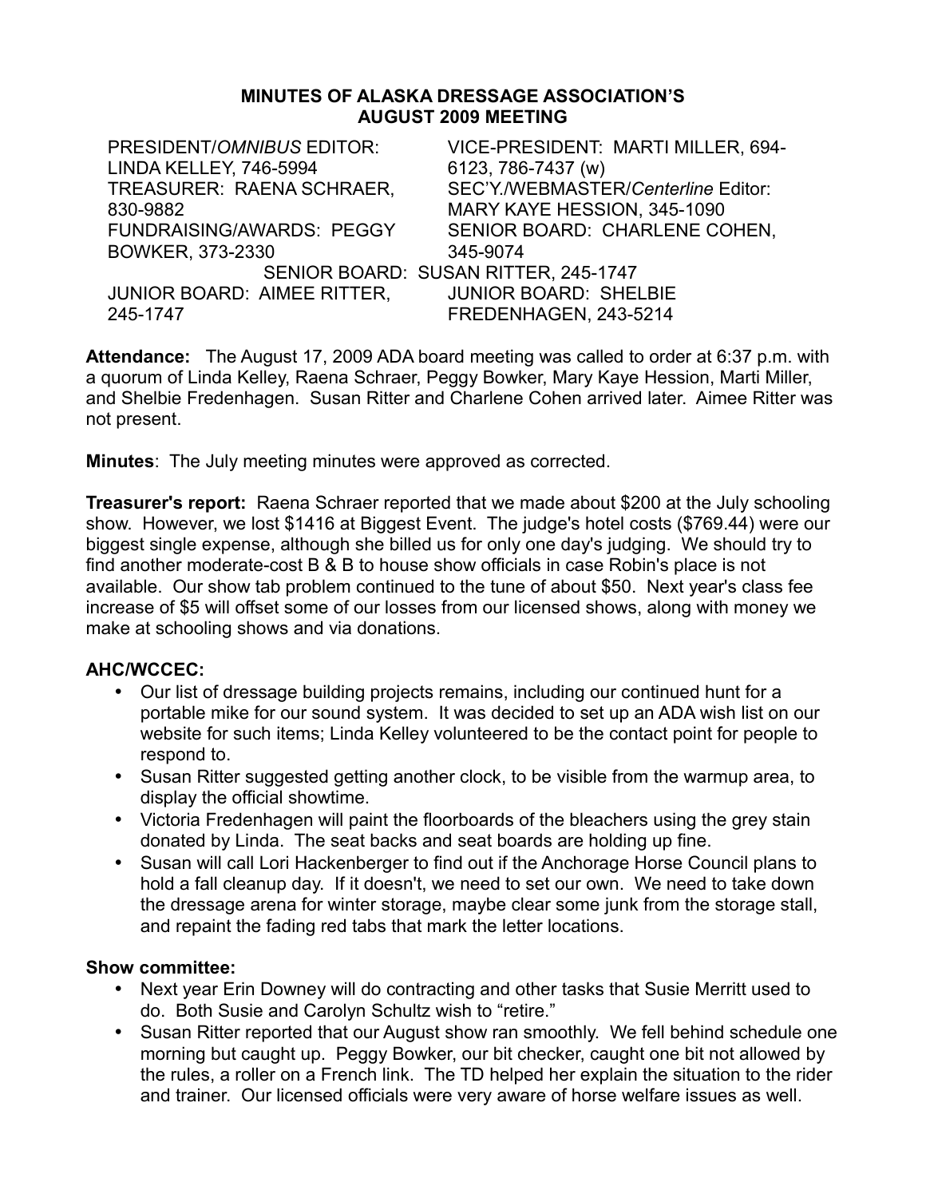# MINUTES OF ALASKA DRESSAGE ASSOCIATION'S AUGUST 2009 MEETING

| | |
|---|---|
| PRESIDENT/*OMNIBUS* EDITOR: LINDA KELLEY, 746-5994 | VICE-PRESIDENT: MARTI MILLER, 694-6123, 786-7437 (w) |
| TREASURER: RAENA SCHRAER, 830-9882 | SEC'Y./WEBMASTER/*Centerline* Editor: MARY KAYE HESSION, 345-1090 |
| FUNDRAISING/AWARDS: PEGGY BOWKER, 373-2330 | SENIOR BOARD: CHARLENE COHEN, 345-9074 |
| SENIOR BOARD: SUSAN RITTER, 245-1747 | |
| JUNIOR BOARD: AIMEE RITTER, 245-1747 | JUNIOR BOARD: SHELBIE FREDENHAGEN, 243-5214 |

**Attendance:** The August 17, 2009 ADA board meeting was called to order at 6:37 p.m. with a quorum of Linda Kelley, Raena Schraer, Peggy Bowker, Mary Kaye Hession, Marti Miller, and Shelbie Fredenhagen. Susan Ritter and Charlene Cohen arrived later. Aimee Ritter was not present.

**Minutes**: The July meeting minutes were approved as corrected.

**Treasurer's report:** Raena Schraer reported that we made about $200 at the July schooling show. However, we lost $1416 at Biggest Event. The judge's hotel costs ($769.44) were our biggest single expense, although she billed us for only one day's judging. We should try to find another moderate-cost B & B to house show officials in case Robin's place is not available. Our show tab problem continued to the tune of about $50. Next year's class fee increase of $5 will offset some of our losses from our licensed shows, along with money we make at schooling shows and via donations.

**AHC/WCCEC:**

- Our list of dressage building projects remains, including our continued hunt for a portable mike for our sound system. It was decided to set up an ADA wish list on our website for such items; Linda Kelley volunteered to be the contact point for people to respond to.
- Susan Ritter suggested getting another clock, to be visible from the warmup area, to display the official showtime.
- Victoria Fredenhagen will paint the floorboards of the bleachers using the grey stain donated by Linda. The seat backs and seat boards are holding up fine.
- Susan will call Lori Hackenberger to find out if the Anchorage Horse Council plans to hold a fall cleanup day. If it doesn't, we need to set our own. We need to take down the dressage arena for winter storage, maybe clear some junk from the storage stall, and repaint the fading red tabs that mark the letter locations.

**Show committee:**

- Next year Erin Downey will do contracting and other tasks that Susie Merritt used to do. Both Susie and Carolyn Schultz wish to "retire."
- Susan Ritter reported that our August show ran smoothly. We fell behind schedule one morning but caught up. Peggy Bowker, our bit checker, caught one bit not allowed by the rules, a roller on a French link. The TD helped her explain the situation to the rider and trainer. Our licensed officials were very aware of horse welfare issues as well.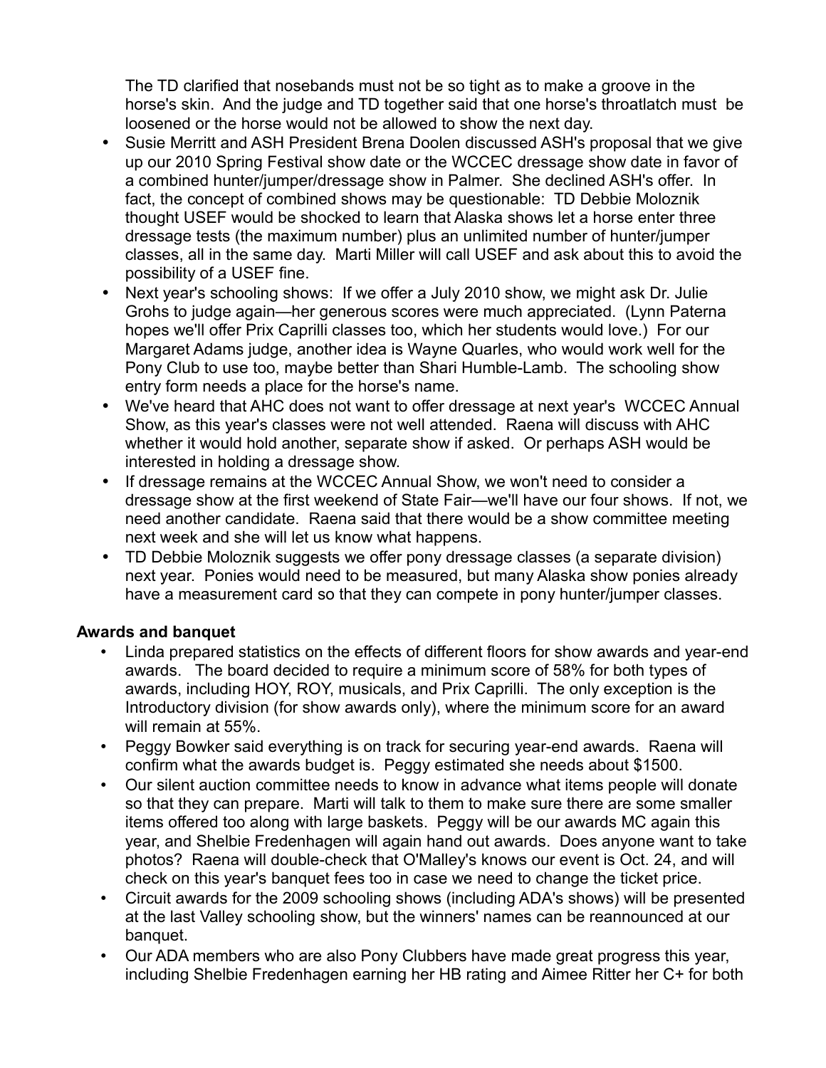The TD clarified that nosebands must not be so tight as to make a groove in the horse's skin. And the judge and TD together said that one horse's throatlatch must be loosened or the horse would not be allowed to show the next day.

- Susie Merritt and ASH President Brena Doolen discussed ASH's proposal that we give up our 2010 Spring Festival show date or the WCCEC dressage show date in favor of a combined hunter/jumper/dressage show in Palmer. She declined ASH's offer. In fact, the concept of combined shows may be questionable: TD Debbie Moloznik thought USEF would be shocked to learn that Alaska shows let a horse enter three dressage tests (the maximum number) plus an unlimited number of hunter/jumper classes, all in the same day. Marti Miller will call USEF and ask about this to avoid the possibility of a USEF fine.
- Next year's schooling shows: If we offer a July 2010 show, we might ask Dr. Julie Grohs to judge again—her generous scores were much appreciated. (Lynn Paterna hopes we'll offer Prix Caprilli classes too, which her students would love.) For our Margaret Adams judge, another idea is Wayne Quarles, who would work well for the Pony Club to use too, maybe better than Shari Humble-Lamb. The schooling show entry form needs a place for the horse's name.
- We've heard that AHC does not want to offer dressage at next year's WCCEC Annual Show, as this year's classes were not well attended. Raena will discuss with AHC whether it would hold another, separate show if asked. Or perhaps ASH would be interested in holding a dressage show.
- If dressage remains at the WCCEC Annual Show, we won't need to consider a dressage show at the first weekend of State Fair—we'll have our four shows. If not, we need another candidate. Raena said that there would be a show committee meeting next week and she will let us know what happens.
- TD Debbie Moloznik suggests we offer pony dressage classes (a separate division) next year. Ponies would need to be measured, but many Alaska show ponies already have a measurement card so that they can compete in pony hunter/jumper classes.

**Awards and banquet**

- Linda prepared statistics on the effects of different floors for show awards and year-end awards. The board decided to require a minimum score of 58% for both types of awards, including HOY, ROY, musicals, and Prix Caprilli. The only exception is the Introductory division (for show awards only), where the minimum score for an award will remain at 55%.
- Peggy Bowker said everything is on track for securing year-end awards. Raena will confirm what the awards budget is. Peggy estimated she needs about $1500.
- Our silent auction committee needs to know in advance what items people will donate so that they can prepare. Marti will talk to them to make sure there are some smaller items offered too along with large baskets. Peggy will be our awards MC again this year, and Shelbie Fredenhagen will again hand out awards. Does anyone want to take photos? Raena will double-check that O'Malley's knows our event is Oct. 24, and will check on this year's banquet fees too in case we need to change the ticket price.
- Circuit awards for the 2009 schooling shows (including ADA's shows) will be presented at the last Valley schooling show, but the winners' names can be reannounced at our banquet.
- Our ADA members who are also Pony Clubbers have made great progress this year, including Shelbie Fredenhagen earning her HB rating and Aimee Ritter her C+ for both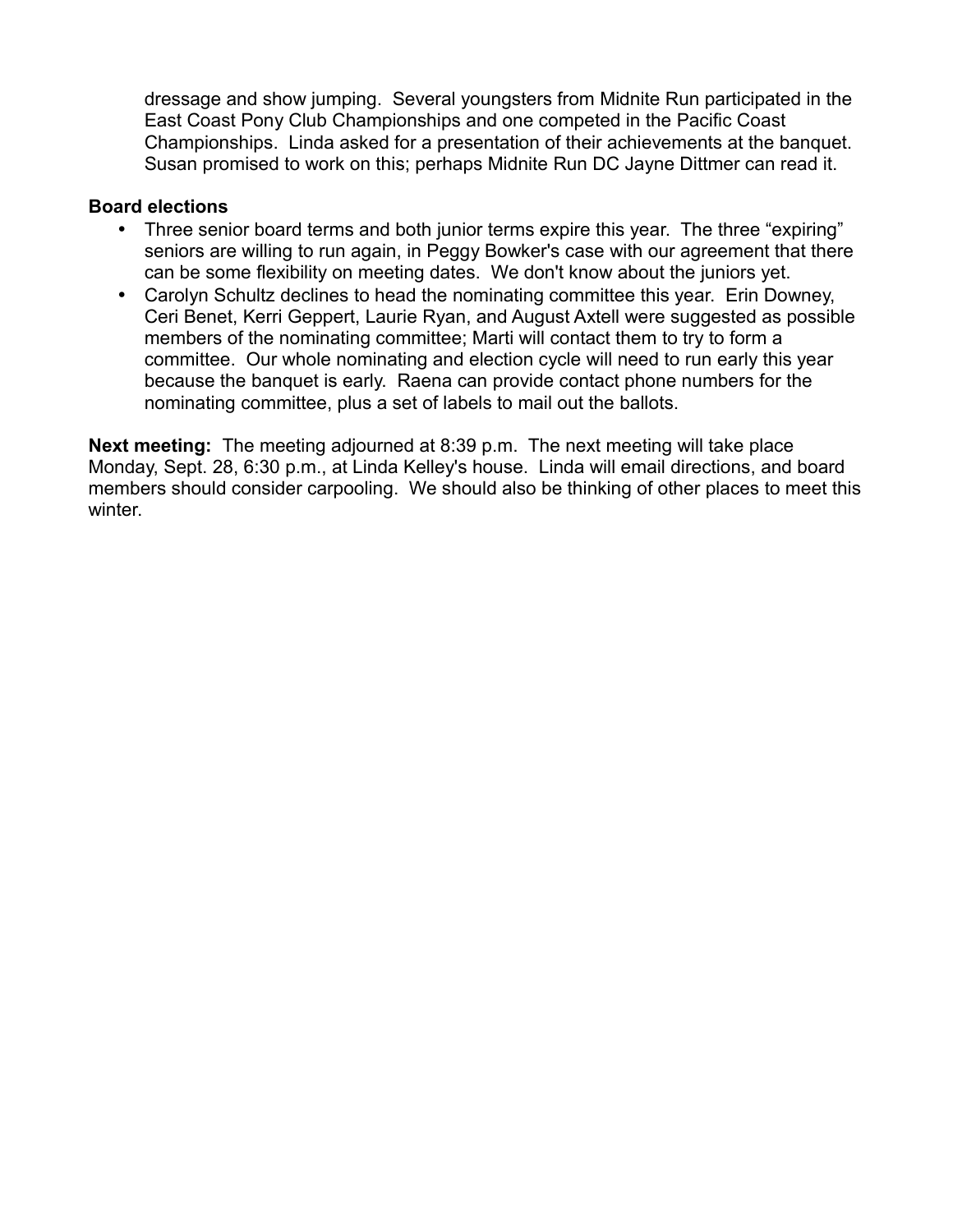dressage and show jumping. Several youngsters from Midnite Run participated in the East Coast Pony Club Championships and one competed in the Pacific Coast Championships. Linda asked for a presentation of their achievements at the banquet. Susan promised to work on this; perhaps Midnite Run DC Jayne Dittmer can read it.

**Board elections**

- Three senior board terms and both junior terms expire this year. The three "expiring" seniors are willing to run again, in Peggy Bowker's case with our agreement that there can be some flexibility on meeting dates. We don't know about the juniors yet.
- Carolyn Schultz declines to head the nominating committee this year. Erin Downey, Ceri Benet, Kerri Geppert, Laurie Ryan, and August Axtell were suggested as possible members of the nominating committee; Marti will contact them to try to form a committee. Our whole nominating and election cycle will need to run early this year because the banquet is early. Raena can provide contact phone numbers for the nominating committee, plus a set of labels to mail out the ballots.

**Next meeting:** The meeting adjourned at 8:39 p.m. The next meeting will take place Monday, Sept. 28, 6:30 p.m., at Linda Kelley's house. Linda will email directions, and board members should consider carpooling. We should also be thinking of other places to meet this winter.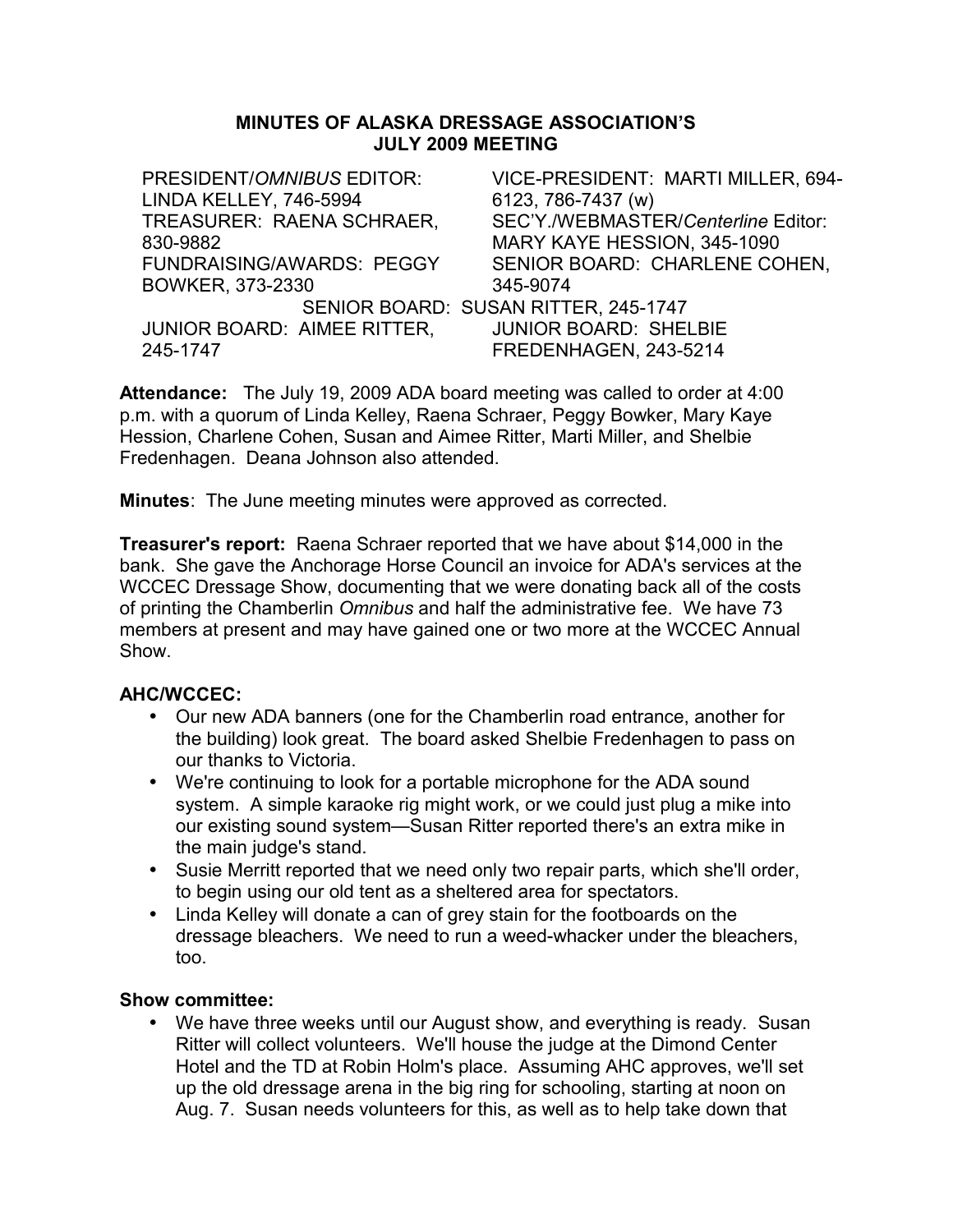**MINUTES OF ALASKA DRESSAGE ASSOCIATION'S JULY 2009 MEETING**

| | |
|---|---|
| PRESIDENT/*OMNIBUS* EDITOR: LINDA KELLEY, 746-5994 | VICE-PRESIDENT: MARTI MILLER, 694-6123, 786-7437 (w) |
| TREASURER: RAENA SCHRAER, 830-9882 | SEC'Y./WEBMASTER/*Centerline* Editor: MARY KAYE HESSION, 345-1090 |
| FUNDRAISING/AWARDS: PEGGY BOWKER, 373-2330 | SENIOR BOARD: CHARLENE COHEN, 345-9074 |
| SENIOR BOARD: SUSAN RITTER, 245-1747 | |
| JUNIOR BOARD: AIMEE RITTER, 245-1747 | JUNIOR BOARD: SHELBIE FREDENHAGEN, 243-5214 |

**Attendance:** The July 19, 2009 ADA board meeting was called to order at 4:00 p.m. with a quorum of Linda Kelley, Raena Schraer, Peggy Bowker, Mary Kaye Hession, Charlene Cohen, Susan and Aimee Ritter, Marti Miller, and Shelbie Fredenhagen. Deana Johnson also attended.

**Minutes**: The June meeting minutes were approved as corrected.

**Treasurer's report:** Raena Schraer reported that we have about $14,000 in the bank. She gave the Anchorage Horse Council an invoice for ADA's services at the WCCEC Dressage Show, documenting that we were donating back all of the costs of printing the Chamberlin *Omnibus* and half the administrative fee. We have 73 members at present and may have gained one or two more at the WCCEC Annual Show.

**AHC/WCCEC:**

- Our new ADA banners (one for the Chamberlin road entrance, another for the building) look great. The board asked Shelbie Fredenhagen to pass on our thanks to Victoria.
- We're continuing to look for a portable microphone for the ADA sound system. A simple karaoke rig might work, or we could just plug a mike into our existing sound system—Susan Ritter reported there's an extra mike in the main judge's stand.
- Susie Merritt reported that we need only two repair parts, which she'll order, to begin using our old tent as a sheltered area for spectators.
- Linda Kelley will donate a can of grey stain for the footboards on the dressage bleachers. We need to run a weed-whacker under the bleachers, too.

**Show committee:**

- We have three weeks until our August show, and everything is ready. Susan Ritter will collect volunteers. We'll house the judge at the Dimond Center Hotel and the TD at Robin Holm's place. Assuming AHC approves, we'll set up the old dressage arena in the big ring for schooling, starting at noon on Aug. 7. Susan needs volunteers for this, as well as to help take down that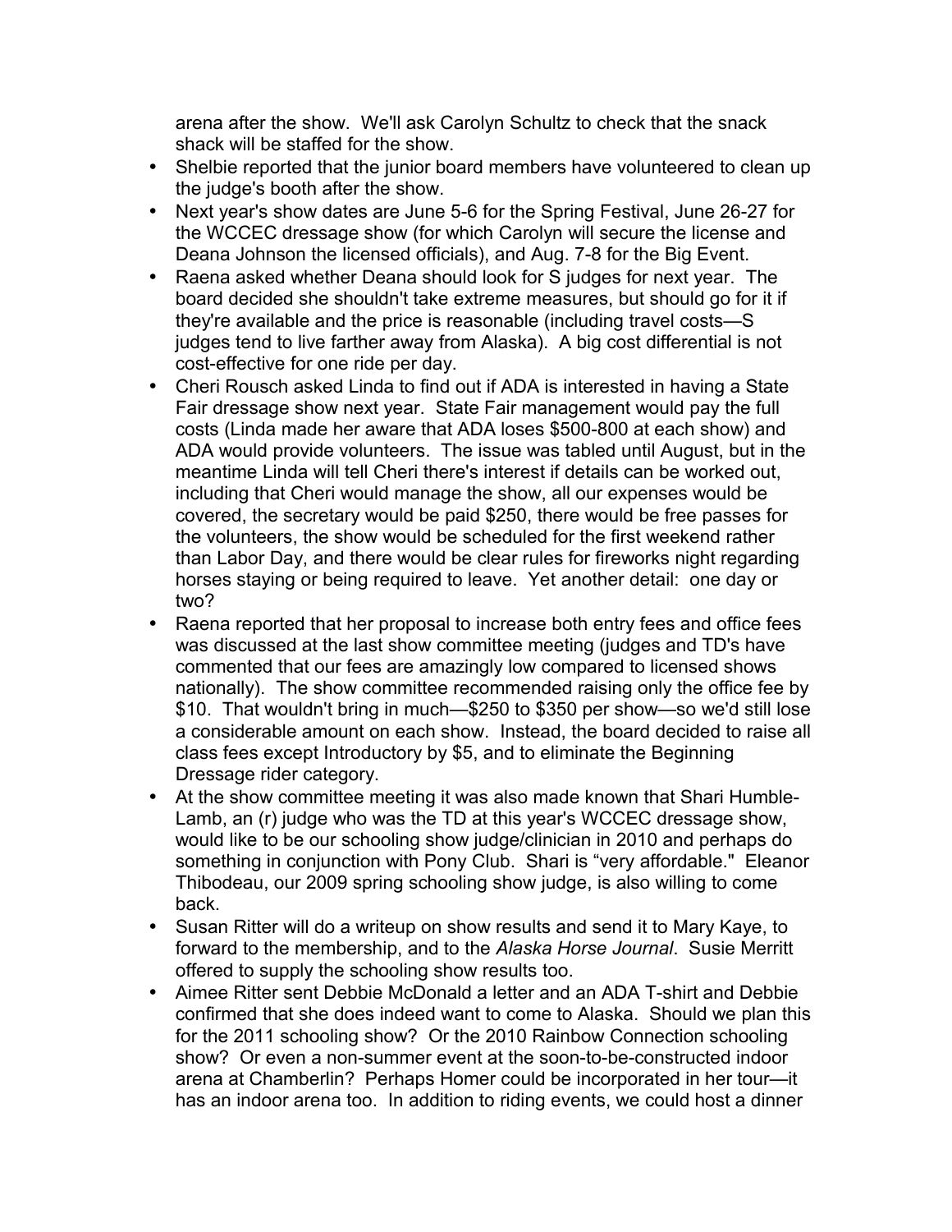arena after the show. We'll ask Carolyn Schultz to check that the snack shack will be staffed for the show.

- Shelbie reported that the junior board members have volunteered to clean up the judge's booth after the show.
- Next year's show dates are June 5-6 for the Spring Festival, June 26-27 for the WCCEC dressage show (for which Carolyn will secure the license and Deana Johnson the licensed officials), and Aug. 7-8 for the Big Event.
- Raena asked whether Deana should look for S judges for next year. The board decided she shouldn't take extreme measures, but should go for it if they're available and the price is reasonable (including travel costs—S judges tend to live farther away from Alaska). A big cost differential is not cost-effective for one ride per day.
- Cheri Rousch asked Linda to find out if ADA is interested in having a State Fair dressage show next year. State Fair management would pay the full costs (Linda made her aware that ADA loses $500-800 at each show) and ADA would provide volunteers. The issue was tabled until August, but in the meantime Linda will tell Cheri there's interest if details can be worked out, including that Cheri would manage the show, all our expenses would be covered, the secretary would be paid $250, there would be free passes for the volunteers, the show would be scheduled for the first weekend rather than Labor Day, and there would be clear rules for fireworks night regarding horses staying or being required to leave. Yet another detail: one day or two?
- Raena reported that her proposal to increase both entry fees and office fees was discussed at the last show committee meeting (judges and TD's have commented that our fees are amazingly low compared to licensed shows nationally). The show committee recommended raising only the office fee by $10. That wouldn't bring in much—$250 to $350 per show—so we'd still lose a considerable amount on each show. Instead, the board decided to raise all class fees except Introductory by $5, and to eliminate the Beginning Dressage rider category.
- At the show committee meeting it was also made known that Shari Humble-Lamb, an (r) judge who was the TD at this year's WCCEC dressage show, would like to be our schooling show judge/clinician in 2010 and perhaps do something in conjunction with Pony Club. Shari is "very affordable." Eleanor Thibodeau, our 2009 spring schooling show judge, is also willing to come back.
- Susan Ritter will do a writeup on show results and send it to Mary Kaye, to forward to the membership, and to the *Alaska Horse Journal*. Susie Merritt offered to supply the schooling show results too.
- Aimee Ritter sent Debbie McDonald a letter and an ADA T-shirt and Debbie confirmed that she does indeed want to come to Alaska. Should we plan this for the 2011 schooling show? Or the 2010 Rainbow Connection schooling show? Or even a non-summer event at the soon-to-be-constructed indoor arena at Chamberlin? Perhaps Homer could be incorporated in her tour—it has an indoor arena too. In addition to riding events, we could host a dinner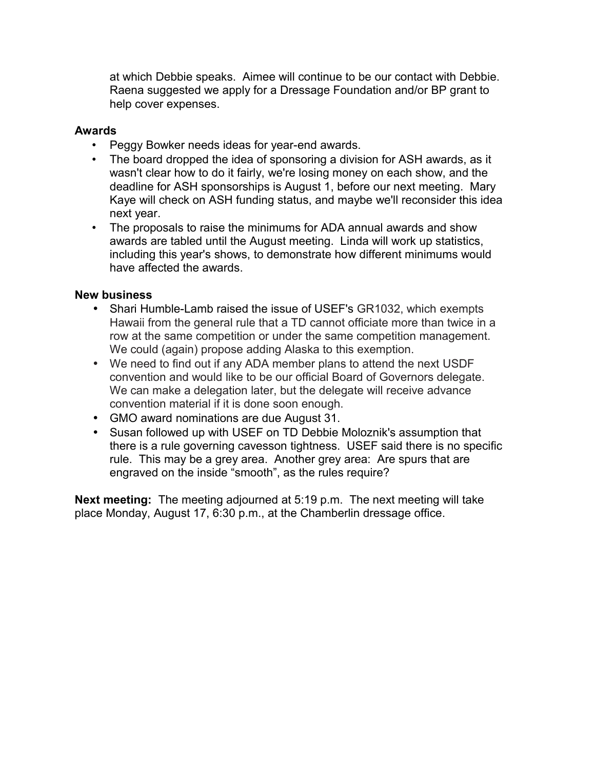at which Debbie speaks. Aimee will continue to be our contact with Debbie. Raena suggested we apply for a Dressage Foundation and/or BP grant to help cover expenses.

**Awards**

- Peggy Bowker needs ideas for year-end awards.
- The board dropped the idea of sponsoring a division for ASH awards, as it wasn't clear how to do it fairly, we're losing money on each show, and the deadline for ASH sponsorships is August 1, before our next meeting. Mary Kaye will check on ASH funding status, and maybe we'll reconsider this idea next year.
- The proposals to raise the minimums for ADA annual awards and show awards are tabled until the August meeting. Linda will work up statistics, including this year's shows, to demonstrate how different minimums would have affected the awards.

**New business**

- Shari Humble-Lamb raised the issue of USEF's GR1032, which exempts Hawaii from the general rule that a TD cannot officiate more than twice in a row at the same competition or under the same competition management. We could (again) propose adding Alaska to this exemption.
- We need to find out if any ADA member plans to attend the next USDF convention and would like to be our official Board of Governors delegate. We can make a delegation later, but the delegate will receive advance convention material if it is done soon enough.
- GMO award nominations are due August 31.
- Susan followed up with USEF on TD Debbie Moloznik's assumption that there is a rule governing cavesson tightness. USEF said there is no specific rule. This may be a grey area. Another grey area: Are spurs that are engraved on the inside "smooth", as the rules require?

**Next meeting:** The meeting adjourned at 5:19 p.m. The next meeting will take place Monday, August 17, 6:30 p.m., at the Chamberlin dressage office.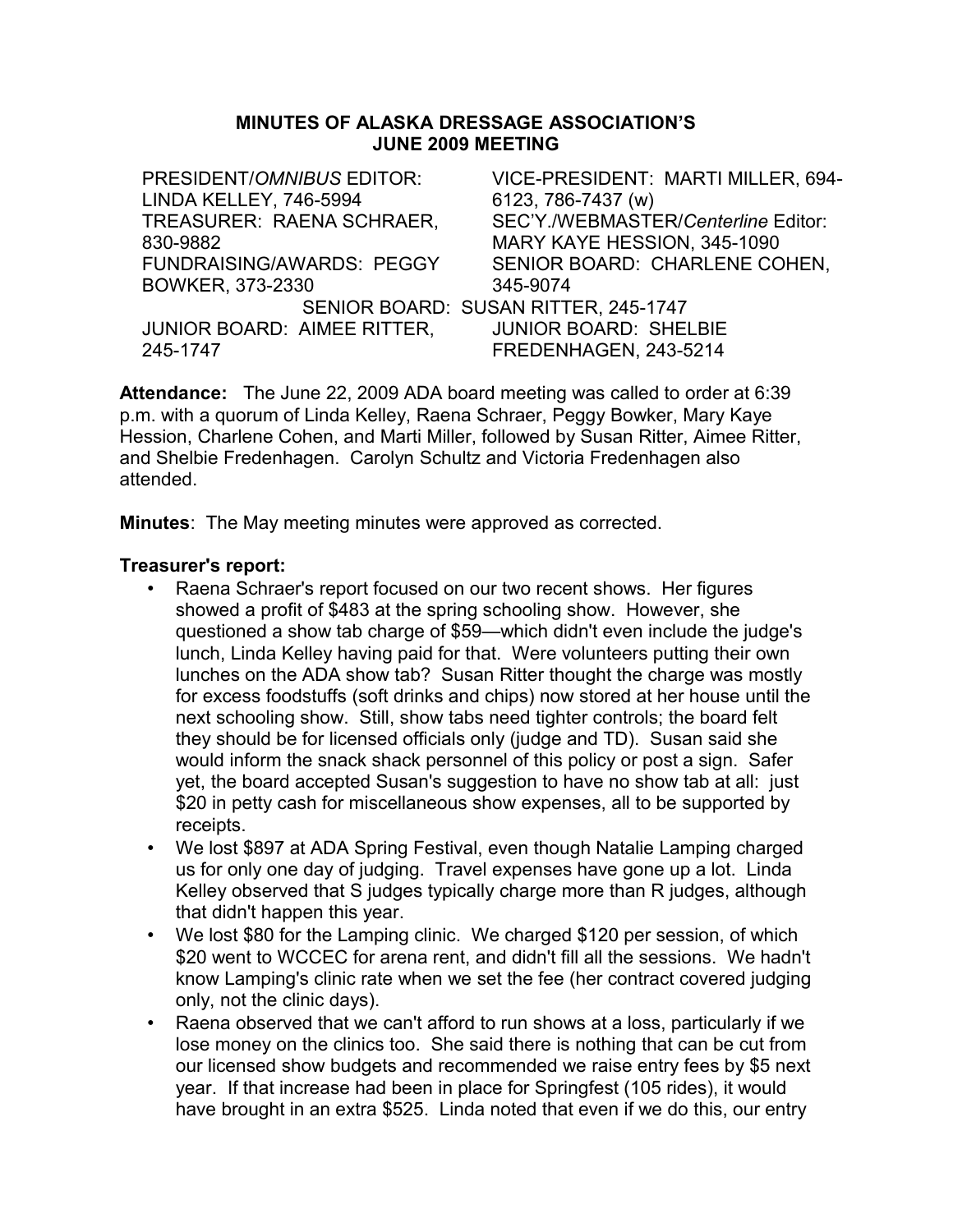## MINUTES OF ALASKA DRESSAGE ASSOCIATION'S JUNE 2009 MEETING

PRESIDENT/*OMNIBUS* EDITOR: LINDA KELLEY, 746-5994

VICE-PRESIDENT: MARTI MILLER, 694-6123, 786-7437 (w)

TREASURER: RAENA SCHRAER, 830-9882

SEC'Y./WEBMASTER/*Centerline* Editor: MARY KAYE HESSION, 345-1090

FUNDRAISING/AWARDS: PEGGY BOWKER, 373-2330

SENIOR BOARD: CHARLENE COHEN, 345-9074

SENIOR BOARD: SUSAN RITTER, 245-1747

JUNIOR BOARD: AIMEE RITTER, 245-1747

JUNIOR BOARD: SHELBIE FREDENHAGEN, 243-5214

**Attendance:** The June 22, 2009 ADA board meeting was called to order at 6:39 p.m. with a quorum of Linda Kelley, Raena Schraer, Peggy Bowker, Mary Kaye Hession, Charlene Cohen, and Marti Miller, followed by Susan Ritter, Aimee Ritter, and Shelbie Fredenhagen. Carolyn Schultz and Victoria Fredenhagen also attended.

**Minutes**: The May meeting minutes were approved as corrected.

**Treasurer's report:**

- Raena Schraer's report focused on our two recent shows. Her figures showed a profit of $483 at the spring schooling show. However, she questioned a show tab charge of $59—which didn't even include the judge's lunch, Linda Kelley having paid for that. Were volunteers putting their own lunches on the ADA show tab? Susan Ritter thought the charge was mostly for excess foodstuffs (soft drinks and chips) now stored at her house until the next schooling show. Still, show tabs need tighter controls; the board felt they should be for licensed officials only (judge and TD). Susan said she would inform the snack shack personnel of this policy or post a sign. Safer yet, the board accepted Susan's suggestion to have no show tab at all: just $20 in petty cash for miscellaneous show expenses, all to be supported by receipts.
- We lost $897 at ADA Spring Festival, even though Natalie Lamping charged us for only one day of judging. Travel expenses have gone up a lot. Linda Kelley observed that S judges typically charge more than R judges, although that didn't happen this year.
- We lost $80 for the Lamping clinic. We charged $120 per session, of which $20 went to WCCEC for arena rent, and didn't fill all the sessions. We hadn't know Lamping's clinic rate when we set the fee (her contract covered judging only, not the clinic days).
- Raena observed that we can't afford to run shows at a loss, particularly if we lose money on the clinics too. She said there is nothing that can be cut from our licensed show budgets and recommended we raise entry fees by $5 next year. If that increase had been in place for Springfest (105 rides), it would have brought in an extra $525. Linda noted that even if we do this, our entry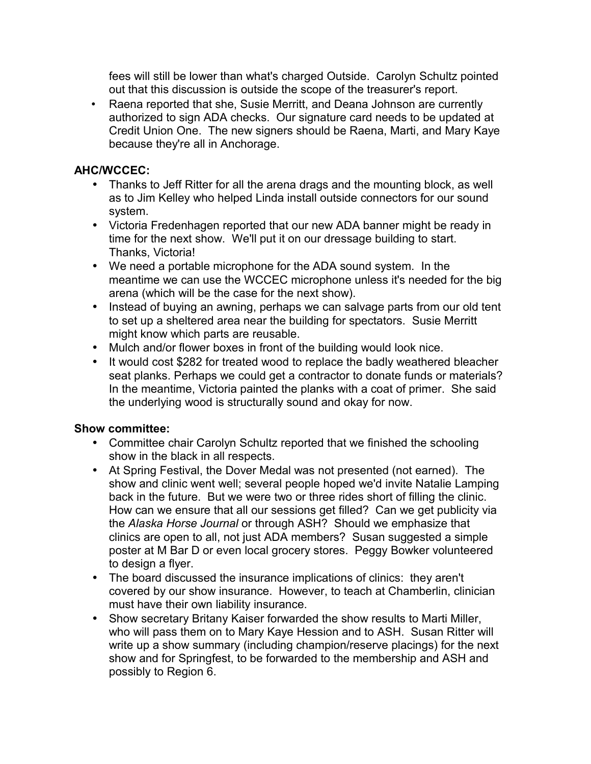fees will still be lower than what's charged Outside. Carolyn Schultz pointed out that this discussion is outside the scope of the treasurer's report.

- Raena reported that she, Susie Merritt, and Deana Johnson are currently authorized to sign ADA checks. Our signature card needs to be updated at Credit Union One. The new signers should be Raena, Marti, and Mary Kaye because they're all in Anchorage.

**AHC/WCCEC:**

- Thanks to Jeff Ritter for all the arena drags and the mounting block, as well as to Jim Kelley who helped Linda install outside connectors for our sound system.
- Victoria Fredenhagen reported that our new ADA banner might be ready in time for the next show. We'll put it on our dressage building to start. Thanks, Victoria!
- We need a portable microphone for the ADA sound system. In the meantime we can use the WCCEC microphone unless it's needed for the big arena (which will be the case for the next show).
- Instead of buying an awning, perhaps we can salvage parts from our old tent to set up a sheltered area near the building for spectators. Susie Merritt might know which parts are reusable.
- Mulch and/or flower boxes in front of the building would look nice.
- It would cost $282 for treated wood to replace the badly weathered bleacher seat planks. Perhaps we could get a contractor to donate funds or materials? In the meantime, Victoria painted the planks with a coat of primer. She said the underlying wood is structurally sound and okay for now.

**Show committee:**

- Committee chair Carolyn Schultz reported that we finished the schooling show in the black in all respects.
- At Spring Festival, the Dover Medal was not presented (not earned). The show and clinic went well; several people hoped we'd invite Natalie Lamping back in the future. But we were two or three rides short of filling the clinic. How can we ensure that all our sessions get filled? Can we get publicity via the *Alaska Horse Journal* or through ASH? Should we emphasize that clinics are open to all, not just ADA members? Susan suggested a simple poster at M Bar D or even local grocery stores. Peggy Bowker volunteered to design a flyer.
- The board discussed the insurance implications of clinics: they aren't covered by our show insurance. However, to teach at Chamberlin, clinician must have their own liability insurance.
- Show secretary Britany Kaiser forwarded the show results to Marti Miller, who will pass them on to Mary Kaye Hession and to ASH. Susan Ritter will write up a show summary (including champion/reserve placings) for the next show and for Springfest, to be forwarded to the membership and ASH and possibly to Region 6.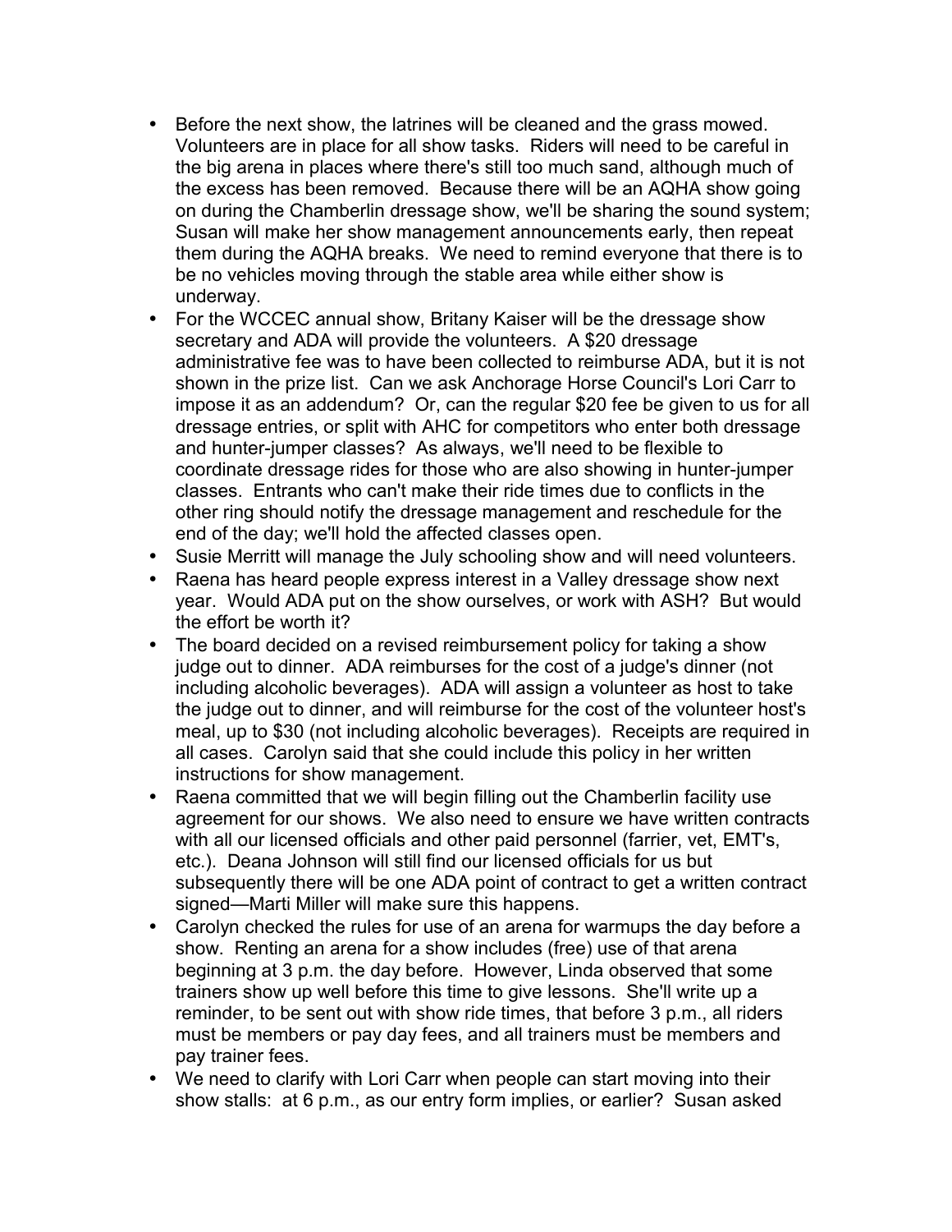- Before the next show, the latrines will be cleaned and the grass mowed. Volunteers are in place for all show tasks. Riders will need to be careful in the big arena in places where there's still too much sand, although much of the excess has been removed. Because there will be an AQHA show going on during the Chamberlin dressage show, we'll be sharing the sound system; Susan will make her show management announcements early, then repeat them during the AQHA breaks. We need to remind everyone that there is to be no vehicles moving through the stable area while either show is underway.
- For the WCCEC annual show, Britany Kaiser will be the dressage show secretary and ADA will provide the volunteers. A $20 dressage administrative fee was to have been collected to reimburse ADA, but it is not shown in the prize list. Can we ask Anchorage Horse Council's Lori Carr to impose it as an addendum? Or, can the regular $20 fee be given to us for all dressage entries, or split with AHC for competitors who enter both dressage and hunter-jumper classes? As always, we'll need to be flexible to coordinate dressage rides for those who are also showing in hunter-jumper classes. Entrants who can't make their ride times due to conflicts in the other ring should notify the dressage management and reschedule for the end of the day; we'll hold the affected classes open.
- Susie Merritt will manage the July schooling show and will need volunteers.
- Raena has heard people express interest in a Valley dressage show next year. Would ADA put on the show ourselves, or work with ASH? But would the effort be worth it?
- The board decided on a revised reimbursement policy for taking a show judge out to dinner. ADA reimburses for the cost of a judge's dinner (not including alcoholic beverages). ADA will assign a volunteer as host to take the judge out to dinner, and will reimburse for the cost of the volunteer host's meal, up to $30 (not including alcoholic beverages). Receipts are required in all cases. Carolyn said that she could include this policy in her written instructions for show management.
- Raena committed that we will begin filling out the Chamberlin facility use agreement for our shows. We also need to ensure we have written contracts with all our licensed officials and other paid personnel (farrier, vet, EMT's, etc.). Deana Johnson will still find our licensed officials for us but subsequently there will be one ADA point of contract to get a written contract signed—Marti Miller will make sure this happens.
- Carolyn checked the rules for use of an arena for warmups the day before a show. Renting an arena for a show includes (free) use of that arena beginning at 3 p.m. the day before. However, Linda observed that some trainers show up well before this time to give lessons. She'll write up a reminder, to be sent out with show ride times, that before 3 p.m., all riders must be members or pay day fees, and all trainers must be members and pay trainer fees.
- We need to clarify with Lori Carr when people can start moving into their show stalls: at 6 p.m., as our entry form implies, or earlier? Susan asked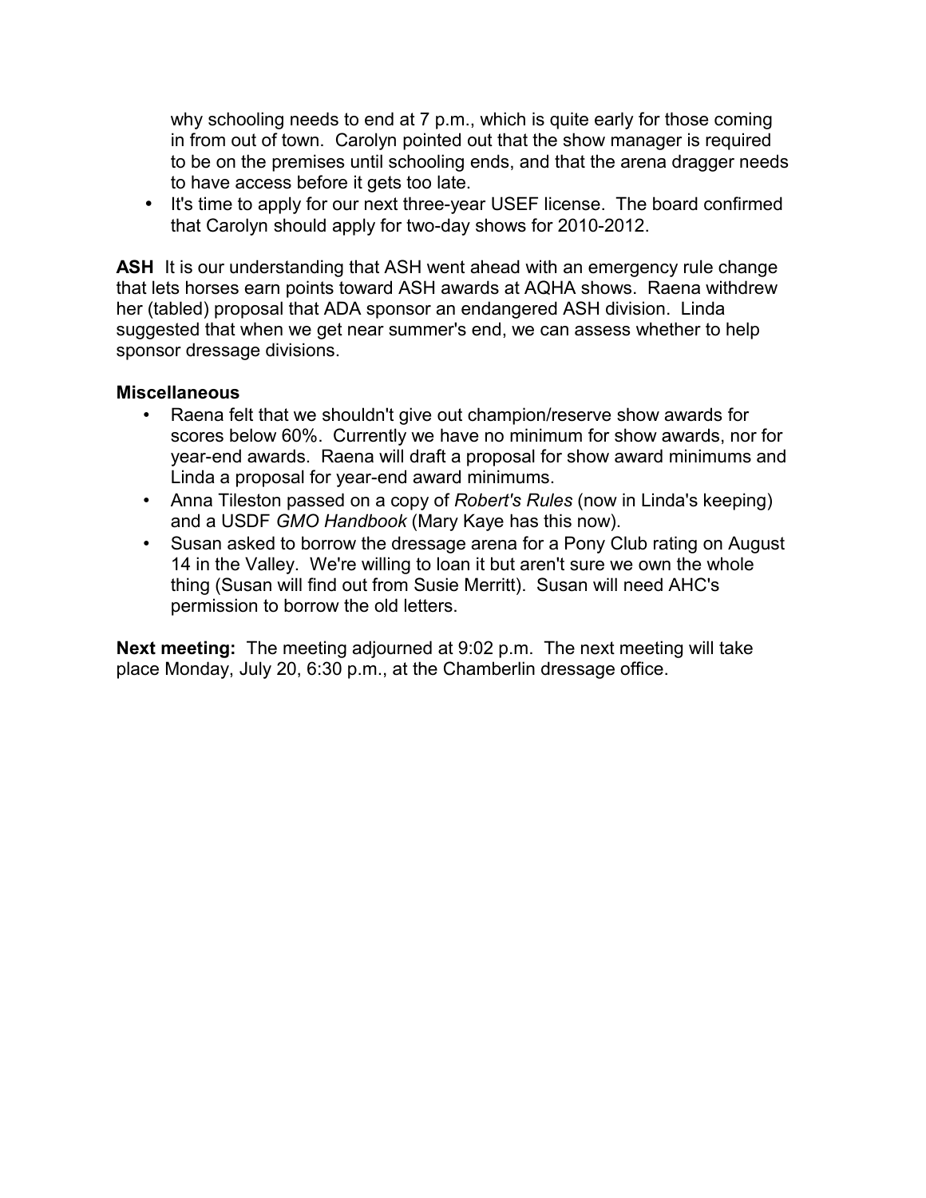why schooling needs to end at 7 p.m., which is quite early for those coming in from out of town. Carolyn pointed out that the show manager is required to be on the premises until schooling ends, and that the arena dragger needs to have access before it gets too late.
- It's time to apply for our next three-year USEF license. The board confirmed that Carolyn should apply for two-day shows for 2010-2012.

**ASH** It is our understanding that ASH went ahead with an emergency rule change that lets horses earn points toward ASH awards at AQHA shows. Raena withdrew her (tabled) proposal that ADA sponsor an endangered ASH division. Linda suggested that when we get near summer's end, we can assess whether to help sponsor dressage divisions.

**Miscellaneous**

- Raena felt that we shouldn't give out champion/reserve show awards for scores below 60%. Currently we have no minimum for show awards, nor for year-end awards. Raena will draft a proposal for show award minimums and Linda a proposal for year-end award minimums.
- Anna Tileston passed on a copy of *Robert's Rules* (now in Linda's keeping) and a USDF *GMO Handbook* (Mary Kaye has this now).
- Susan asked to borrow the dressage arena for a Pony Club rating on August 14 in the Valley. We're willing to loan it but aren't sure we own the whole thing (Susan will find out from Susie Merritt). Susan will need AHC's permission to borrow the old letters.

**Next meeting:** The meeting adjourned at 9:02 p.m. The next meeting will take place Monday, July 20, 6:30 p.m., at the Chamberlin dressage office.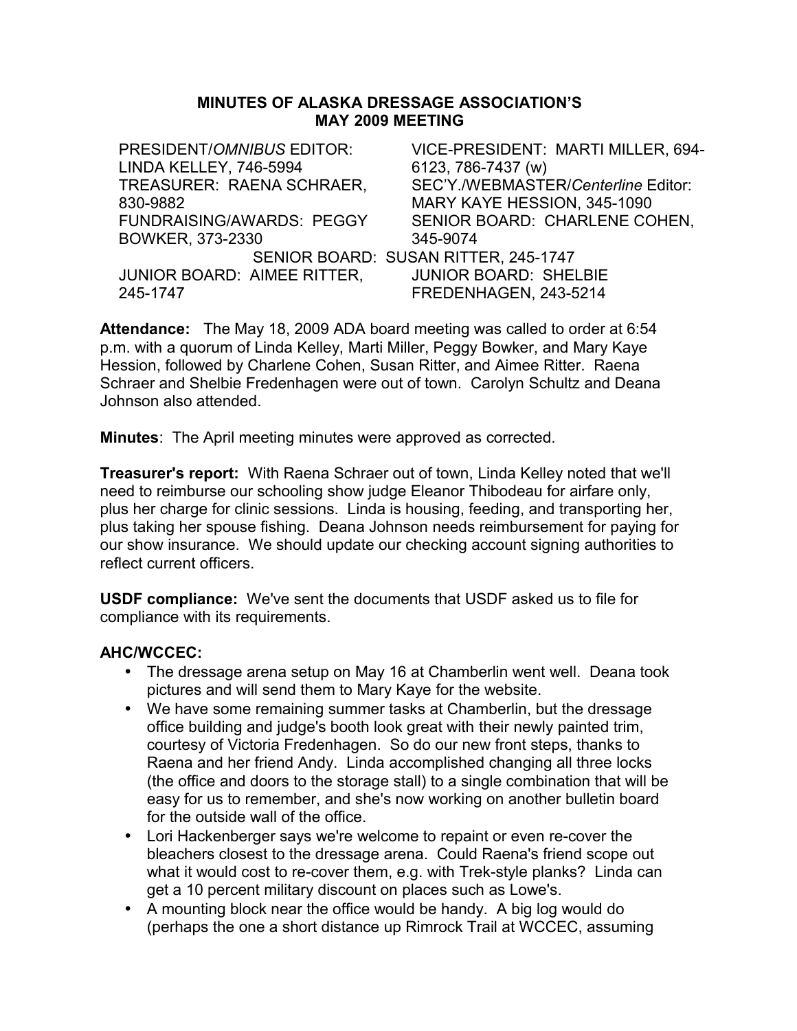**MINUTES OF ALASKA DRESSAGE ASSOCIATION'S MAY 2009 MEETING**

| | |
|---|---|
| PRESIDENT/*OMNIBUS* EDITOR: LINDA KELLEY, 746-5994 | VICE-PRESIDENT: MARTI MILLER, 694-6123, 786-7437 (w) |
| TREASURER: RAENA SCHRAER, 830-9882 | SEC'Y./WEBMASTER/*Centerline* Editor: MARY KAYE HESSION, 345-1090 |
| FUNDRAISING/AWARDS: PEGGY BOWKER, 373-2330 | SENIOR BOARD: CHARLENE COHEN, 345-9074 |
| SENIOR BOARD: SUSAN RITTER, 245-1747 | |
| JUNIOR BOARD: AIMEE RITTER, 245-1747 | JUNIOR BOARD: SHELBIE FREDENHAGEN, 243-5214 |

**Attendance:** The May 18, 2009 ADA board meeting was called to order at 6:54 p.m. with a quorum of Linda Kelley, Marti Miller, Peggy Bowker, and Mary Kaye Hession, followed by Charlene Cohen, Susan Ritter, and Aimee Ritter. Raena Schraer and Shelbie Fredenhagen were out of town. Carolyn Schultz and Deana Johnson also attended.

**Minutes**: The April meeting minutes were approved as corrected.

**Treasurer's report:** With Raena Schraer out of town, Linda Kelley noted that we'll need to reimburse our schooling show judge Eleanor Thibodeau for airfare only, plus her charge for clinic sessions. Linda is housing, feeding, and transporting her, plus taking her spouse fishing. Deana Johnson needs reimbursement for paying for our show insurance. We should update our checking account signing authorities to reflect current officers.

**USDF compliance:** We've sent the documents that USDF asked us to file for compliance with its requirements.

**AHC/WCCEC:**

- The dressage arena setup on May 16 at Chamberlin went well. Deana took pictures and will send them to Mary Kaye for the website.
- We have some remaining summer tasks at Chamberlin, but the dressage office building and judge's booth look great with their newly painted trim, courtesy of Victoria Fredenhagen. So do our new front steps, thanks to Raena and her friend Andy. Linda accomplished changing all three locks (the office and doors to the storage stall) to a single combination that will be easy for us to remember, and she's now working on another bulletin board for the outside wall of the office.
- Lori Hackenberger says we're welcome to repaint or even re-cover the bleachers closest to the dressage arena. Could Raena's friend scope out what it would cost to re-cover them, e.g. with Trek-style planks? Linda can get a 10 percent military discount on places such as Lowe's.
- A mounting block near the office would be handy. A big log would do (perhaps the one a short distance up Rimrock Trail at WCCEC, assuming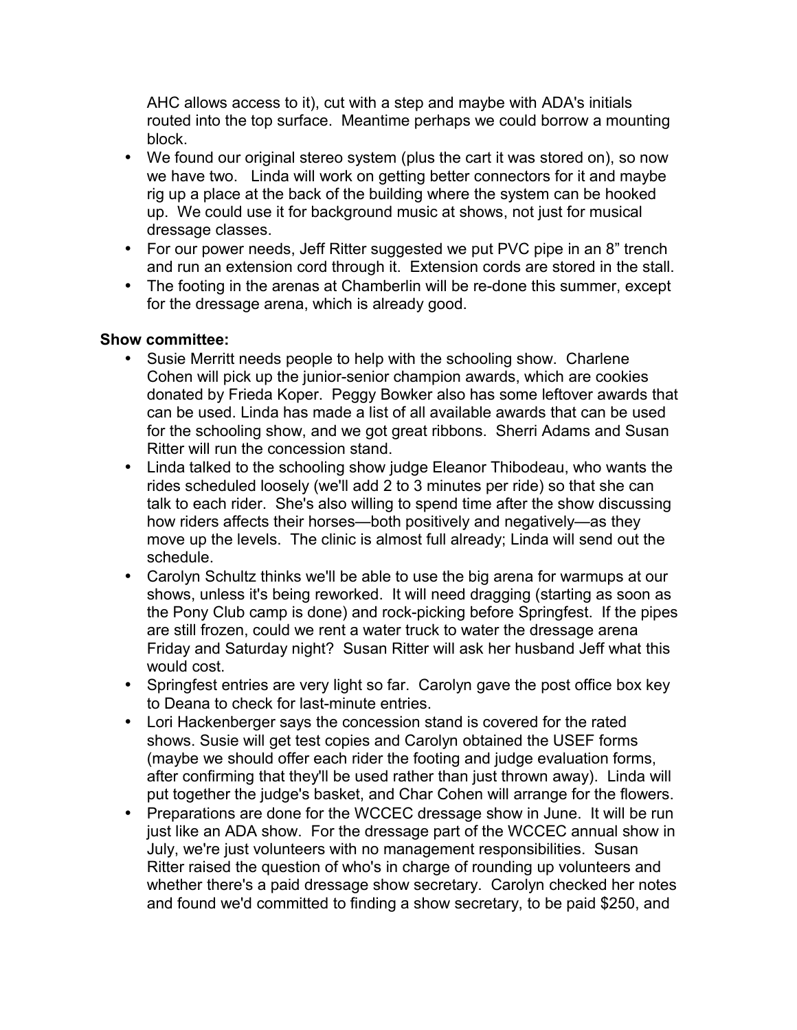AHC allows access to it), cut with a step and maybe with ADA's initials routed into the top surface. Meantime perhaps we could borrow a mounting block.

- We found our original stereo system (plus the cart it was stored on), so now we have two. Linda will work on getting better connectors for it and maybe rig up a place at the back of the building where the system can be hooked up. We could use it for background music at shows, not just for musical dressage classes.
- For our power needs, Jeff Ritter suggested we put PVC pipe in an 8" trench and run an extension cord through it. Extension cords are stored in the stall.
- The footing in the arenas at Chamberlin will be re-done this summer, except for the dressage arena, which is already good.

**Show committee:**

- Susie Merritt needs people to help with the schooling show. Charlene Cohen will pick up the junior-senior champion awards, which are cookies donated by Frieda Koper. Peggy Bowker also has some leftover awards that can be used. Linda has made a list of all available awards that can be used for the schooling show, and we got great ribbons. Sherri Adams and Susan Ritter will run the concession stand.
- Linda talked to the schooling show judge Eleanor Thibodeau, who wants the rides scheduled loosely (we'll add 2 to 3 minutes per ride) so that she can talk to each rider. She's also willing to spend time after the show discussing how riders affects their horses—both positively and negatively—as they move up the levels. The clinic is almost full already; Linda will send out the schedule.
- Carolyn Schultz thinks we'll be able to use the big arena for warmups at our shows, unless it's being reworked. It will need dragging (starting as soon as the Pony Club camp is done) and rock-picking before Springfest. If the pipes are still frozen, could we rent a water truck to water the dressage arena Friday and Saturday night? Susan Ritter will ask her husband Jeff what this would cost.
- Springfest entries are very light so far. Carolyn gave the post office box key to Deana to check for last-minute entries.
- Lori Hackenberger says the concession stand is covered for the rated shows. Susie will get test copies and Carolyn obtained the USEF forms (maybe we should offer each rider the footing and judge evaluation forms, after confirming that they'll be used rather than just thrown away). Linda will put together the judge's basket, and Char Cohen will arrange for the flowers.
- Preparations are done for the WCCEC dressage show in June. It will be run just like an ADA show. For the dressage part of the WCCEC annual show in July, we're just volunteers with no management responsibilities. Susan Ritter raised the question of who's in charge of rounding up volunteers and whether there's a paid dressage show secretary. Carolyn checked her notes and found we'd committed to finding a show secretary, to be paid $250, and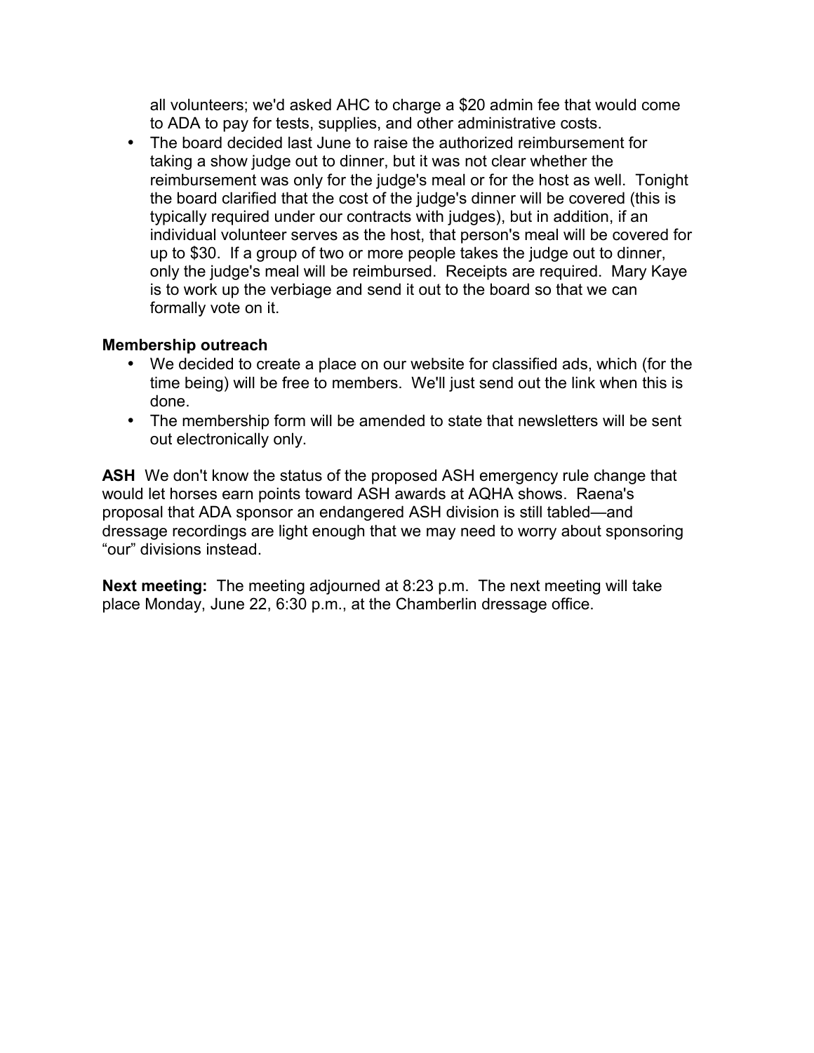all volunteers; we'd asked AHC to charge a $20 admin fee that would come to ADA to pay for tests, supplies, and other administrative costs.
- The board decided last June to raise the authorized reimbursement for taking a show judge out to dinner, but it was not clear whether the reimbursement was only for the judge's meal or for the host as well. Tonight the board clarified that the cost of the judge's dinner will be covered (this is typically required under our contracts with judges), but in addition, if an individual volunteer serves as the host, that person's meal will be covered for up to $30. If a group of two or more people takes the judge out to dinner, only the judge's meal will be reimbursed. Receipts are required. Mary Kaye is to work up the verbiage and send it out to the board so that we can formally vote on it.

**Membership outreach**

- We decided to create a place on our website for classified ads, which (for the time being) will be free to members. We'll just send out the link when this is done.
- The membership form will be amended to state that newsletters will be sent out electronically only.

**ASH** We don't know the status of the proposed ASH emergency rule change that would let horses earn points toward ASH awards at AQHA shows. Raena's proposal that ADA sponsor an endangered ASH division is still tabled—and dressage recordings are light enough that we may need to worry about sponsoring "our" divisions instead.

**Next meeting:** The meeting adjourned at 8:23 p.m. The next meeting will take place Monday, June 22, 6:30 p.m., at the Chamberlin dressage office.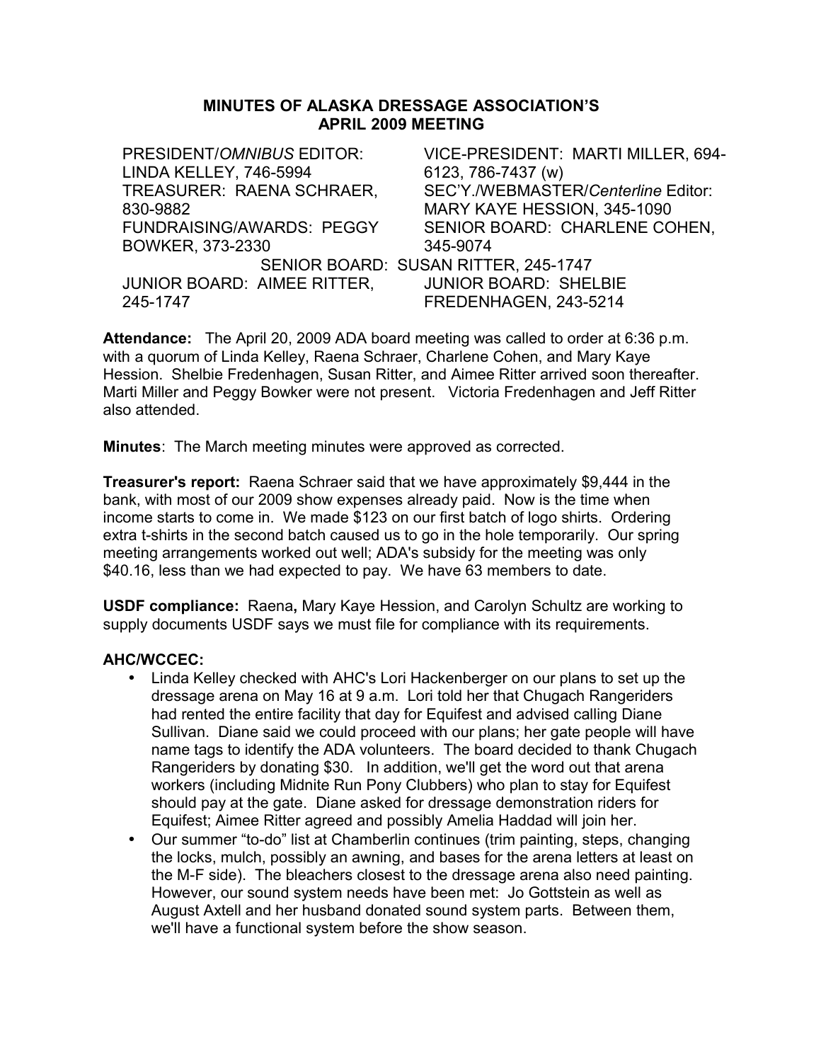# MINUTES OF ALASKA DRESSAGE ASSOCIATION'S APRIL 2009 MEETING

PRESIDENT/*OMNIBUS* EDITOR: LINDA KELLEY, 746-5994

VICE-PRESIDENT: MARTI MILLER, 694-6123, 786-7437 (w)

TREASURER: RAENA SCHRAER, 830-9882

SEC'Y./WEBMASTER/*Centerline* Editor: MARY KAYE HESSION, 345-1090

FUNDRAISING/AWARDS: PEGGY BOWKER, 373-2330

SENIOR BOARD: CHARLENE COHEN, 345-9074

SENIOR BOARD: SUSAN RITTER, 245-1747

JUNIOR BOARD: AIMEE RITTER, 245-1747

JUNIOR BOARD: SHELBIE FREDENHAGEN, 243-5214

**Attendance:** The April 20, 2009 ADA board meeting was called to order at 6:36 p.m. with a quorum of Linda Kelley, Raena Schraer, Charlene Cohen, and Mary Kaye Hession. Shelbie Fredenhagen, Susan Ritter, and Aimee Ritter arrived soon thereafter. Marti Miller and Peggy Bowker were not present. Victoria Fredenhagen and Jeff Ritter also attended.

**Minutes**: The March meeting minutes were approved as corrected.

**Treasurer's report:** Raena Schraer said that we have approximately $9,444 in the bank, with most of our 2009 show expenses already paid. Now is the time when income starts to come in. We made $123 on our first batch of logo shirts. Ordering extra t-shirts in the second batch caused us to go in the hole temporarily. Our spring meeting arrangements worked out well; ADA's subsidy for the meeting was only $40.16, less than we had expected to pay. We have 63 members to date.

**USDF compliance:** Raena**,** Mary Kaye Hession, and Carolyn Schultz are working to supply documents USDF says we must file for compliance with its requirements.

**AHC/WCCEC:**

- Linda Kelley checked with AHC's Lori Hackenberger on our plans to set up the dressage arena on May 16 at 9 a.m. Lori told her that Chugach Rangeriders had rented the entire facility that day for Equifest and advised calling Diane Sullivan. Diane said we could proceed with our plans; her gate people will have name tags to identify the ADA volunteers. The board decided to thank Chugach Rangeriders by donating $30. In addition, we'll get the word out that arena workers (including Midnite Run Pony Clubbers) who plan to stay for Equifest should pay at the gate. Diane asked for dressage demonstration riders for Equifest; Aimee Ritter agreed and possibly Amelia Haddad will join her.
- Our summer "to-do" list at Chamberlin continues (trim painting, steps, changing the locks, mulch, possibly an awning, and bases for the arena letters at least on the M-F side). The bleachers closest to the dressage arena also need painting. However, our sound system needs have been met: Jo Gottstein as well as August Axtell and her husband donated sound system parts. Between them, we'll have a functional system before the show season.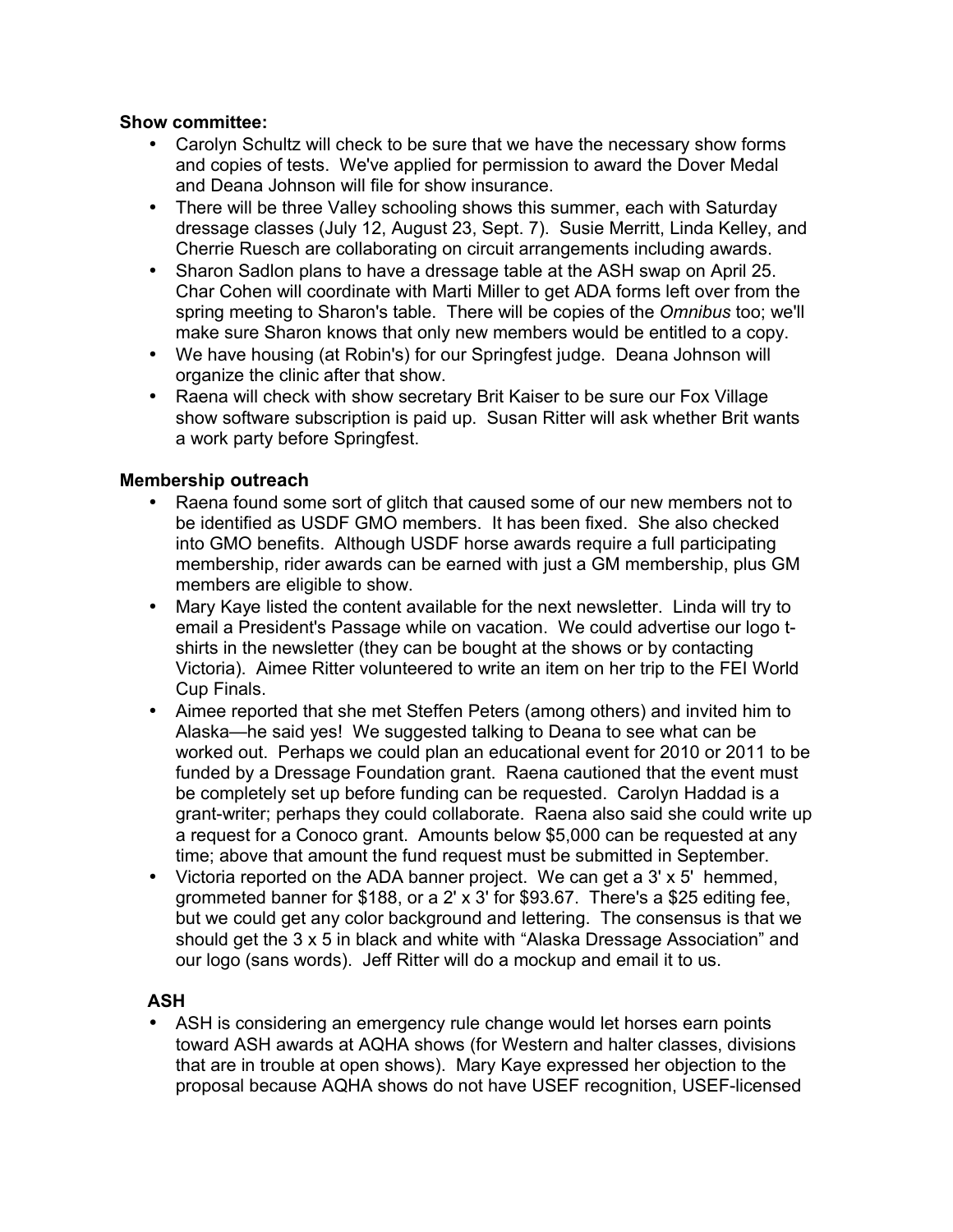**Show committee:**

- Carolyn Schultz will check to be sure that we have the necessary show forms and copies of tests. We've applied for permission to award the Dover Medal and Deana Johnson will file for show insurance.
- There will be three Valley schooling shows this summer, each with Saturday dressage classes (July 12, August 23, Sept. 7). Susie Merritt, Linda Kelley, and Cherrie Ruesch are collaborating on circuit arrangements including awards.
- Sharon Sadlon plans to have a dressage table at the ASH swap on April 25. Char Cohen will coordinate with Marti Miller to get ADA forms left over from the spring meeting to Sharon's table. There will be copies of the *Omnibus* too; we'll make sure Sharon knows that only new members would be entitled to a copy.
- We have housing (at Robin's) for our Springfest judge. Deana Johnson will organize the clinic after that show.
- Raena will check with show secretary Brit Kaiser to be sure our Fox Village show software subscription is paid up. Susan Ritter will ask whether Brit wants a work party before Springfest.

**Membership outreach**

- Raena found some sort of glitch that caused some of our new members not to be identified as USDF GMO members. It has been fixed. She also checked into GMO benefits. Although USDF horse awards require a full participating membership, rider awards can be earned with just a GM membership, plus GM members are eligible to show.
- Mary Kaye listed the content available for the next newsletter. Linda will try to email a President's Passage while on vacation. We could advertise our logo t-shirts in the newsletter (they can be bought at the shows or by contacting Victoria). Aimee Ritter volunteered to write an item on her trip to the FEI World Cup Finals.
- Aimee reported that she met Steffen Peters (among others) and invited him to Alaska—he said yes! We suggested talking to Deana to see what can be worked out. Perhaps we could plan an educational event for 2010 or 2011 to be funded by a Dressage Foundation grant. Raena cautioned that the event must be completely set up before funding can be requested. Carolyn Haddad is a grant-writer; perhaps they could collaborate. Raena also said she could write up a request for a Conoco grant. Amounts below $5,000 can be requested at any time; above that amount the fund request must be submitted in September.
- Victoria reported on the ADA banner project. We can get a 3' x 5' hemmed, grommeted banner for $188, or a 2' x 3' for $93.67. There's a $25 editing fee, but we could get any color background and lettering. The consensus is that we should get the 3 x 5 in black and white with "Alaska Dressage Association" and our logo (sans words). Jeff Ritter will do a mockup and email it to us.

**ASH**

- ASH is considering an emergency rule change would let horses earn points toward ASH awards at AQHA shows (for Western and halter classes, divisions that are in trouble at open shows). Mary Kaye expressed her objection to the proposal because AQHA shows do not have USEF recognition, USEF-licensed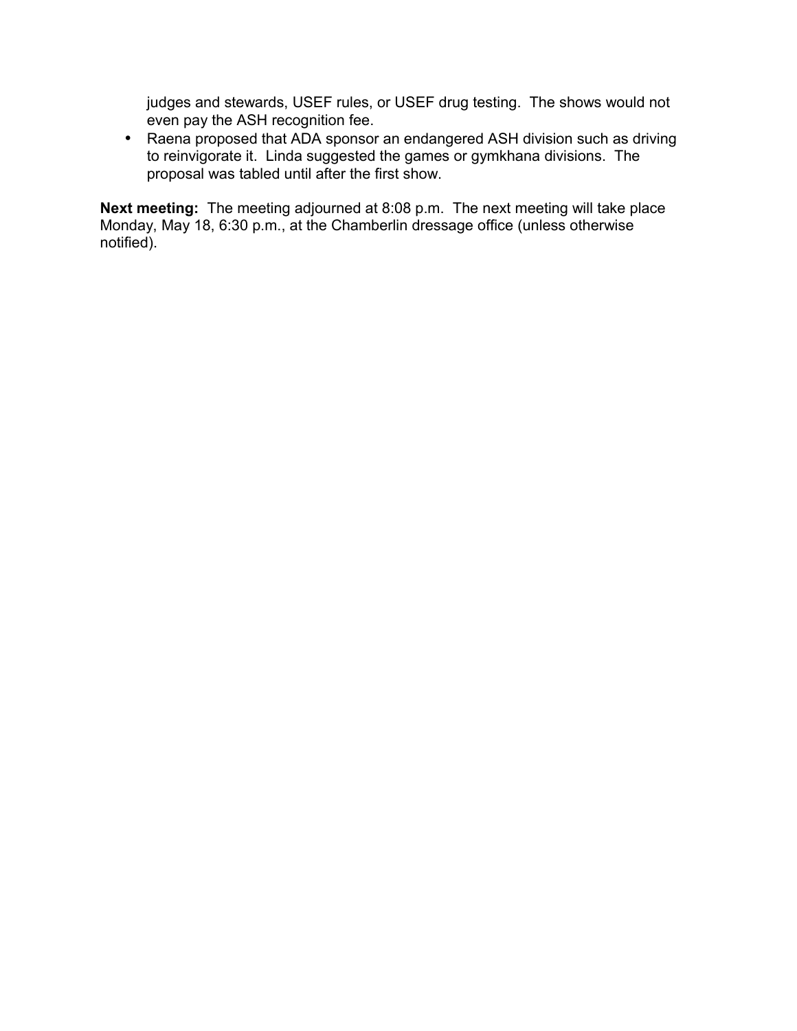judges and stewards, USEF rules, or USEF drug testing. The shows would not even pay the ASH recognition fee.

- Raena proposed that ADA sponsor an endangered ASH division such as driving to reinvigorate it. Linda suggested the games or gymkhana divisions. The proposal was tabled until after the first show.

**Next meeting:** The meeting adjourned at 8:08 p.m. The next meeting will take place Monday, May 18, 6:30 p.m., at the Chamberlin dressage office (unless otherwise notified).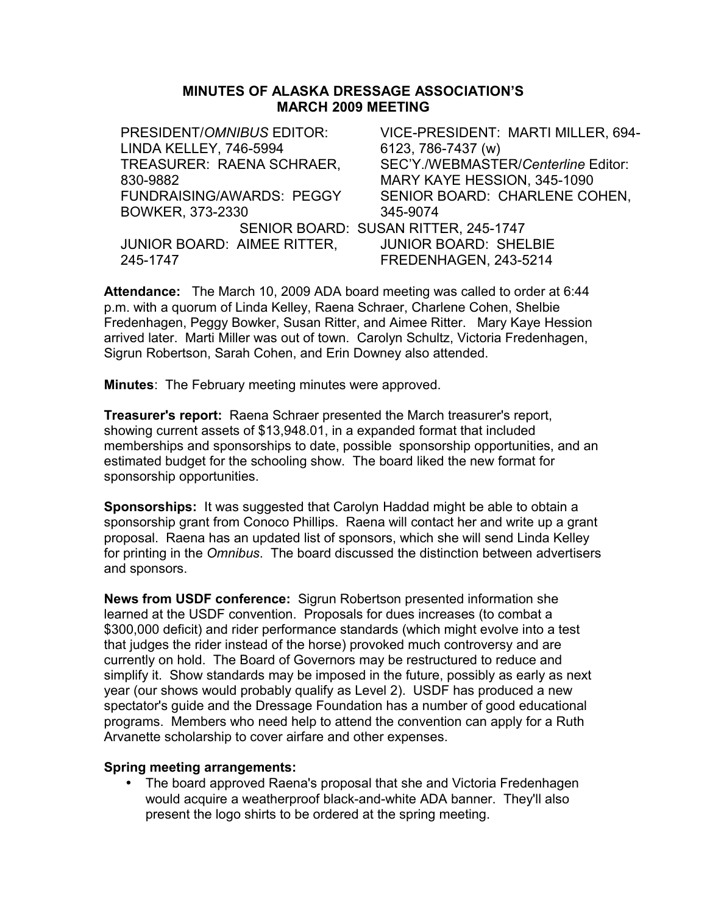# MINUTES OF ALASKA DRESSAGE ASSOCIATION'S MARCH 2009 MEETING

| | |
|---|---|
| PRESIDENT/*OMNIBUS* EDITOR: LINDA KELLEY, 746-5994 | VICE-PRESIDENT: MARTI MILLER, 694-6123, 786-7437 (w) |
| TREASURER: RAENA SCHRAER, 830-9882 | SEC'Y./WEBMASTER/*Centerline* Editor: MARY KAYE HESSION, 345-1090 |
| FUNDRAISING/AWARDS: PEGGY BOWKER, 373-2330 | SENIOR BOARD: CHARLENE COHEN, 345-9074 |
| SENIOR BOARD: SUSAN RITTER, 245-1747 | |
| JUNIOR BOARD: AIMEE RITTER, 245-1747 | JUNIOR BOARD: SHELBIE FREDENHAGEN, 243-5214 |

**Attendance:** The March 10, 2009 ADA board meeting was called to order at 6:44 p.m. with a quorum of Linda Kelley, Raena Schraer, Charlene Cohen, Shelbie Fredenhagen, Peggy Bowker, Susan Ritter, and Aimee Ritter. Mary Kaye Hession arrived later. Marti Miller was out of town. Carolyn Schultz, Victoria Fredenhagen, Sigrun Robertson, Sarah Cohen, and Erin Downey also attended.

**Minutes**: The February meeting minutes were approved.

**Treasurer's report:** Raena Schraer presented the March treasurer's report, showing current assets of $13,948.01, in a expanded format that included memberships and sponsorships to date, possible sponsorship opportunities, and an estimated budget for the schooling show. The board liked the new format for sponsorship opportunities.

**Sponsorships:** It was suggested that Carolyn Haddad might be able to obtain a sponsorship grant from Conoco Phillips. Raena will contact her and write up a grant proposal. Raena has an updated list of sponsors, which she will send Linda Kelley for printing in the *Omnibus*. The board discussed the distinction between advertisers and sponsors.

**News from USDF conference:** Sigrun Robertson presented information she learned at the USDF convention. Proposals for dues increases (to combat a $300,000 deficit) and rider performance standards (which might evolve into a test that judges the rider instead of the horse) provoked much controversy and are currently on hold. The Board of Governors may be restructured to reduce and simplify it. Show standards may be imposed in the future, possibly as early as next year (our shows would probably qualify as Level 2). USDF has produced a new spectator's guide and the Dressage Foundation has a number of good educational programs. Members who need help to attend the convention can apply for a Ruth Arvanette scholarship to cover airfare and other expenses.

**Spring meeting arrangements:**

- The board approved Raena's proposal that she and Victoria Fredenhagen would acquire a weatherproof black-and-white ADA banner. They'll also present the logo shirts to be ordered at the spring meeting.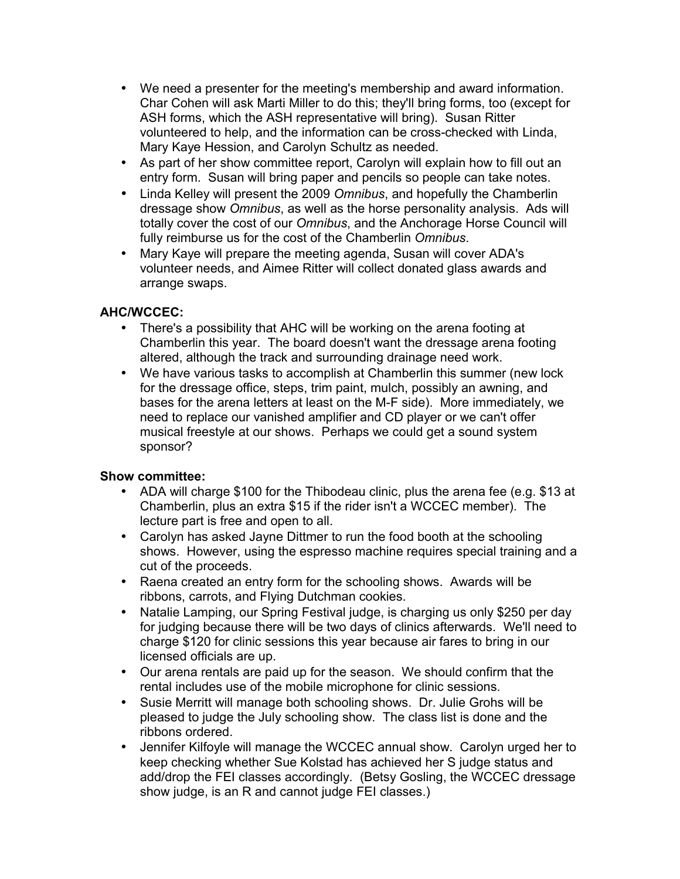- We need a presenter for the meeting's membership and award information. Char Cohen will ask Marti Miller to do this; they'll bring forms, too (except for ASH forms, which the ASH representative will bring). Susan Ritter volunteered to help, and the information can be cross-checked with Linda, Mary Kaye Hession, and Carolyn Schultz as needed.
- As part of her show committee report, Carolyn will explain how to fill out an entry form. Susan will bring paper and pencils so people can take notes.
- Linda Kelley will present the 2009 *Omnibus*, and hopefully the Chamberlin dressage show *Omnibus*, as well as the horse personality analysis. Ads will totally cover the cost of our *Omnibus*, and the Anchorage Horse Council will fully reimburse us for the cost of the Chamberlin *Omnibus*.
- Mary Kaye will prepare the meeting agenda, Susan will cover ADA's volunteer needs, and Aimee Ritter will collect donated glass awards and arrange swaps.

**AHC/WCCEC:**

- There's a possibility that AHC will be working on the arena footing at Chamberlin this year. The board doesn't want the dressage arena footing altered, although the track and surrounding drainage need work.
- We have various tasks to accomplish at Chamberlin this summer (new lock for the dressage office, steps, trim paint, mulch, possibly an awning, and bases for the arena letters at least on the M-F side). More immediately, we need to replace our vanished amplifier and CD player or we can't offer musical freestyle at our shows. Perhaps we could get a sound system sponsor?

**Show committee:**

- ADA will charge $100 for the Thibodeau clinic, plus the arena fee (e.g. $13 at Chamberlin, plus an extra $15 if the rider isn't a WCCEC member). The lecture part is free and open to all.
- Carolyn has asked Jayne Dittmer to run the food booth at the schooling shows. However, using the espresso machine requires special training and a cut of the proceeds.
- Raena created an entry form for the schooling shows. Awards will be ribbons, carrots, and Flying Dutchman cookies.
- Natalie Lamping, our Spring Festival judge, is charging us only $250 per day for judging because there will be two days of clinics afterwards. We'll need to charge $120 for clinic sessions this year because air fares to bring in our licensed officials are up.
- Our arena rentals are paid up for the season. We should confirm that the rental includes use of the mobile microphone for clinic sessions.
- Susie Merritt will manage both schooling shows. Dr. Julie Grohs will be pleased to judge the July schooling show. The class list is done and the ribbons ordered.
- Jennifer Kilfoyle will manage the WCCEC annual show. Carolyn urged her to keep checking whether Sue Kolstad has achieved her S judge status and add/drop the FEI classes accordingly. (Betsy Gosling, the WCCEC dressage show judge, is an R and cannot judge FEI classes.)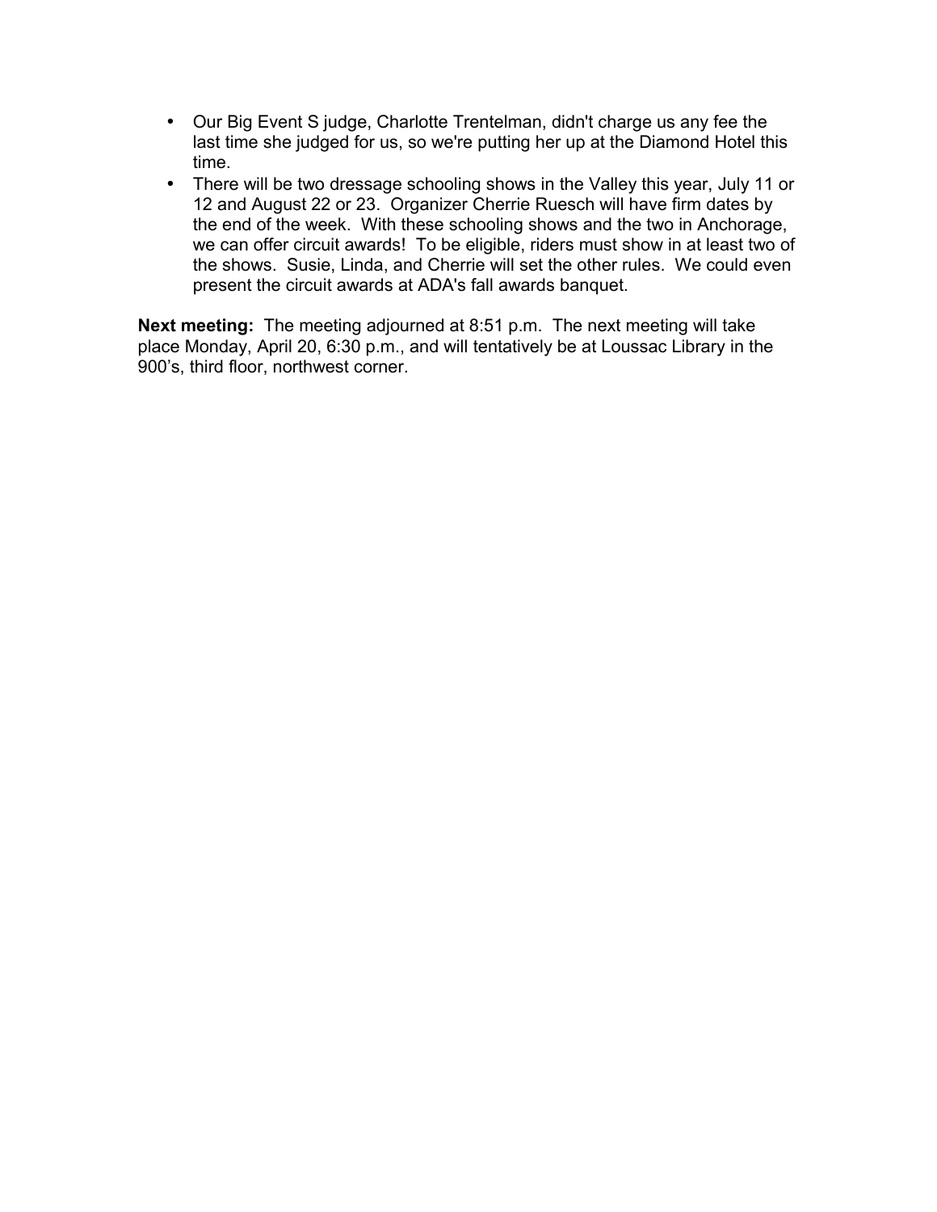- Our Big Event S judge, Charlotte Trentelman, didn't charge us any fee the last time she judged for us, so we're putting her up at the Diamond Hotel this time.
- There will be two dressage schooling shows in the Valley this year, July 11 or 12 and August 22 or 23. Organizer Cherrie Ruesch will have firm dates by the end of the week. With these schooling shows and the two in Anchorage, we can offer circuit awards! To be eligible, riders must show in at least two of the shows. Susie, Linda, and Cherrie will set the other rules. We could even present the circuit awards at ADA's fall awards banquet.

**Next meeting:** The meeting adjourned at 8:51 p.m. The next meeting will take place Monday, April 20, 6:30 p.m., and will tentatively be at Loussac Library in the 900's, third floor, northwest corner.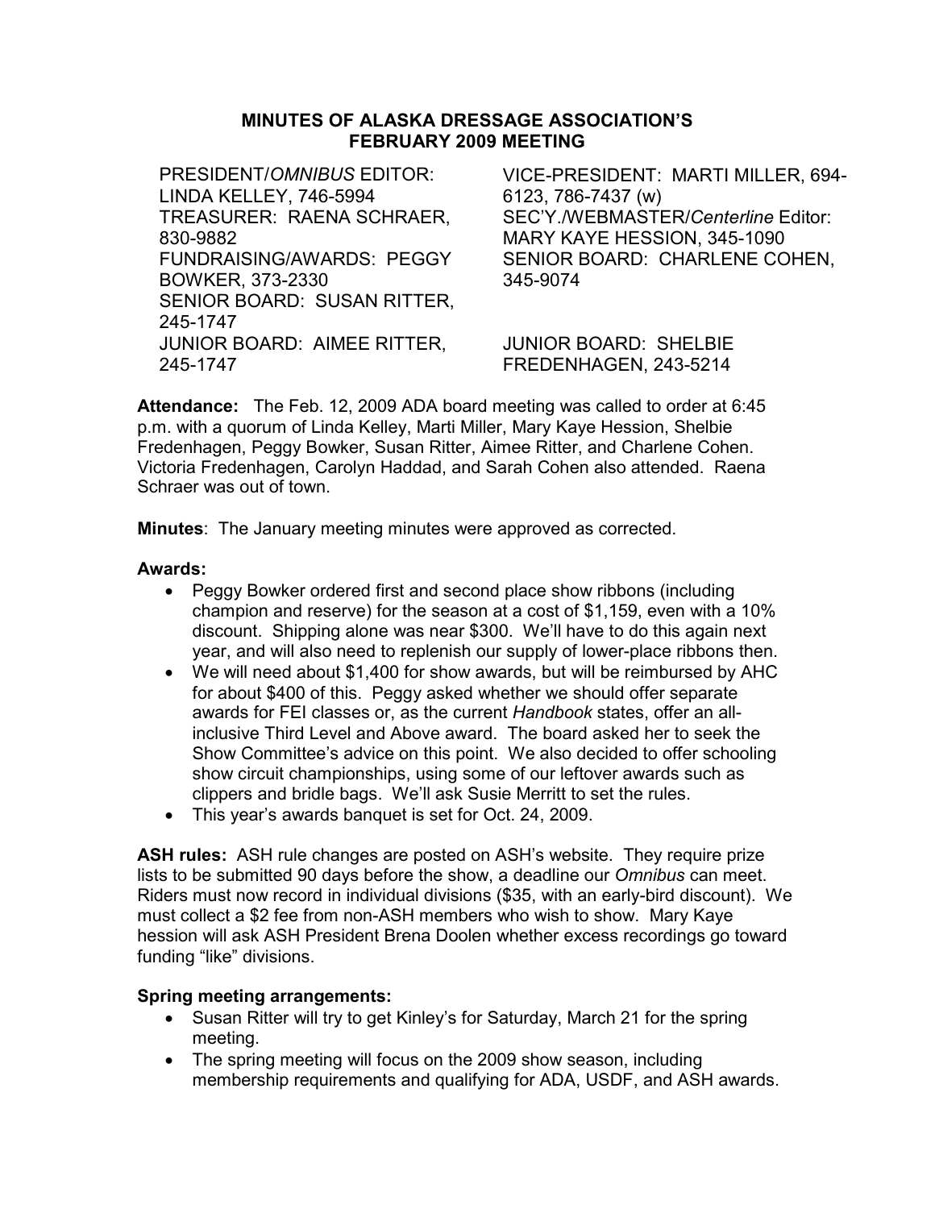## MINUTES OF ALASKA DRESSAGE ASSOCIATION'S FEBRUARY 2009 MEETING

PRESIDENT/*OMNIBUS* EDITOR: LINDA KELLEY, 746-5994
VICE-PRESIDENT: MARTI MILLER, 694-6123, 786-7437 (w)
TREASURER: RAENA SCHRAER, 830-9882
SEC'Y./WEBMASTER/*Centerline* Editor: MARY KAYE HESSION, 345-1090
FUNDRAISING/AWARDS: PEGGY BOWKER, 373-2330
SENIOR BOARD: CHARLENE COHEN, 345-9074
SENIOR BOARD: SUSAN RITTER, 245-1747
JUNIOR BOARD: AIMEE RITTER, 245-1747
JUNIOR BOARD: SHELBIE FREDENHAGEN, 243-5214

**Attendance:** The Feb. 12, 2009 ADA board meeting was called to order at 6:45 p.m. with a quorum of Linda Kelley, Marti Miller, Mary Kaye Hession, Shelbie Fredenhagen, Peggy Bowker, Susan Ritter, Aimee Ritter, and Charlene Cohen. Victoria Fredenhagen, Carolyn Haddad, and Sarah Cohen also attended. Raena Schraer was out of town.

**Minutes**: The January meeting minutes were approved as corrected.

**Awards:**

- Peggy Bowker ordered first and second place show ribbons (including champion and reserve) for the season at a cost of $1,159, even with a 10% discount. Shipping alone was near $300. We'll have to do this again next year, and will also need to replenish our supply of lower-place ribbons then.
- We will need about $1,400 for show awards, but will be reimbursed by AHC for about $400 of this. Peggy asked whether we should offer separate awards for FEI classes or, as the current *Handbook* states, offer an all-inclusive Third Level and Above award. The board asked her to seek the Show Committee's advice on this point. We also decided to offer schooling show circuit championships, using some of our leftover awards such as clippers and bridle bags. We'll ask Susie Merritt to set the rules.
- This year's awards banquet is set for Oct. 24, 2009.

**ASH rules:** ASH rule changes are posted on ASH's website. They require prize lists to be submitted 90 days before the show, a deadline our *Omnibus* can meet. Riders must now record in individual divisions ($35, with an early-bird discount). We must collect a $2 fee from non-ASH members who wish to show. Mary Kaye hession will ask ASH President Brena Doolen whether excess recordings go toward funding "like" divisions.

**Spring meeting arrangements:**

- Susan Ritter will try to get Kinley's for Saturday, March 21 for the spring meeting.
- The spring meeting will focus on the 2009 show season, including membership requirements and qualifying for ADA, USDF, and ASH awards.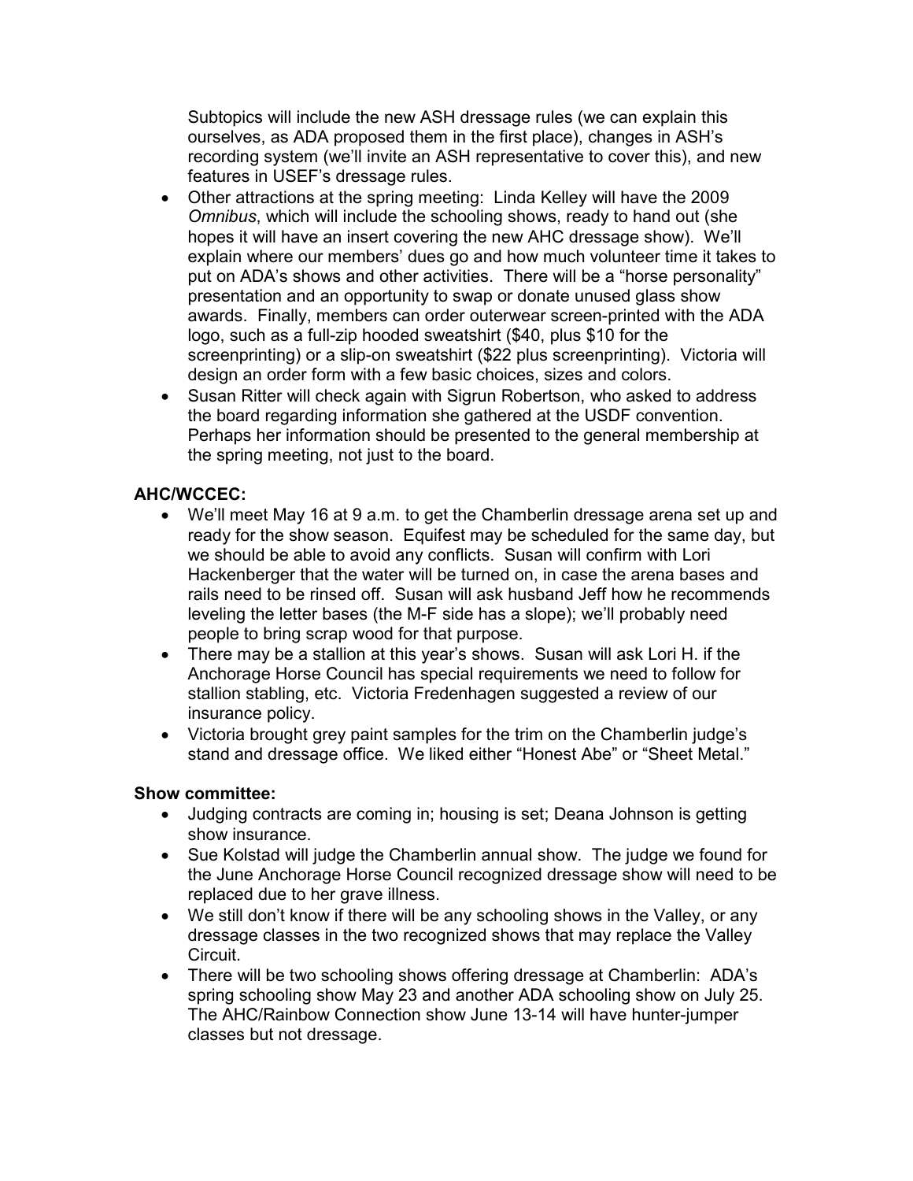Subtopics will include the new ASH dressage rules (we can explain this ourselves, as ADA proposed them in the first place), changes in ASH's recording system (we'll invite an ASH representative to cover this), and new features in USEF's dressage rules.

- Other attractions at the spring meeting: Linda Kelley will have the 2009 *Omnibus*, which will include the schooling shows, ready to hand out (she hopes it will have an insert covering the new AHC dressage show). We'll explain where our members' dues go and how much volunteer time it takes to put on ADA's shows and other activities. There will be a "horse personality" presentation and an opportunity to swap or donate unused glass show awards. Finally, members can order outerwear screen-printed with the ADA logo, such as a full-zip hooded sweatshirt ($40, plus $10 for the screenprinting) or a slip-on sweatshirt ($22 plus screenprinting). Victoria will design an order form with a few basic choices, sizes and colors.
- Susan Ritter will check again with Sigrun Robertson, who asked to address the board regarding information she gathered at the USDF convention. Perhaps her information should be presented to the general membership at the spring meeting, not just to the board.

**AHC/WCCEC:**

- We'll meet May 16 at 9 a.m. to get the Chamberlin dressage arena set up and ready for the show season. Equifest may be scheduled for the same day, but we should be able to avoid any conflicts. Susan will confirm with Lori Hackenberger that the water will be turned on, in case the arena bases and rails need to be rinsed off. Susan will ask husband Jeff how he recommends leveling the letter bases (the M-F side has a slope); we'll probably need people to bring scrap wood for that purpose.
- There may be a stallion at this year's shows. Susan will ask Lori H. if the Anchorage Horse Council has special requirements we need to follow for stallion stabling, etc. Victoria Fredenhagen suggested a review of our insurance policy.
- Victoria brought grey paint samples for the trim on the Chamberlin judge's stand and dressage office. We liked either "Honest Abe" or "Sheet Metal."

**Show committee:**

- Judging contracts are coming in; housing is set; Deana Johnson is getting show insurance.
- Sue Kolstad will judge the Chamberlin annual show. The judge we found for the June Anchorage Horse Council recognized dressage show will need to be replaced due to her grave illness.
- We still don't know if there will be any schooling shows in the Valley, or any dressage classes in the two recognized shows that may replace the Valley Circuit.
- There will be two schooling shows offering dressage at Chamberlin: ADA's spring schooling show May 23 and another ADA schooling show on July 25. The AHC/Rainbow Connection show June 13-14 will have hunter-jumper classes but not dressage.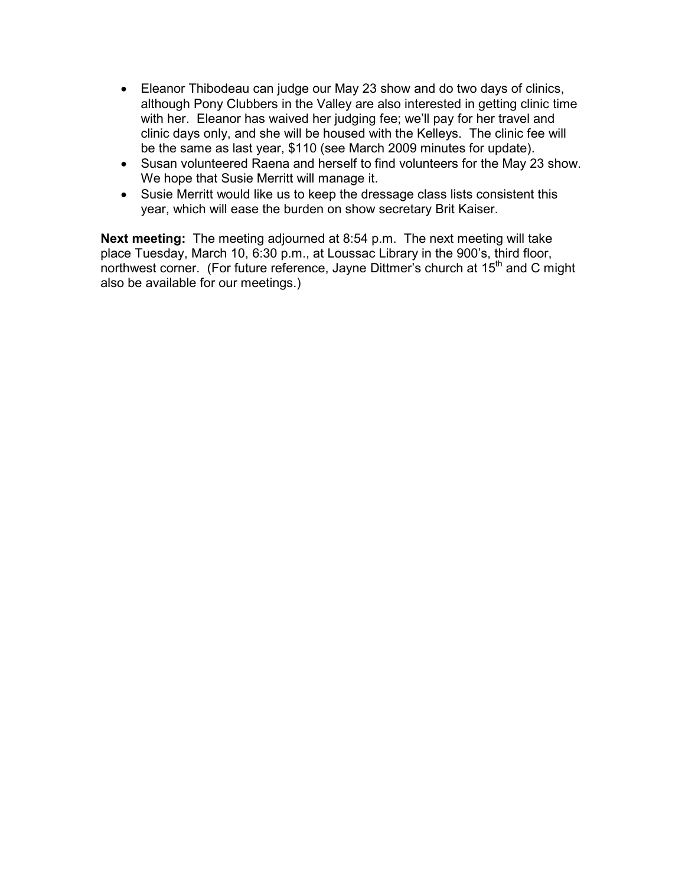- Eleanor Thibodeau can judge our May 23 show and do two days of clinics, although Pony Clubbers in the Valley are also interested in getting clinic time with her. Eleanor has waived her judging fee; we'll pay for her travel and clinic days only, and she will be housed with the Kelleys. The clinic fee will be the same as last year, $110 (see March 2009 minutes for update).
- Susan volunteered Raena and herself to find volunteers for the May 23 show. We hope that Susie Merritt will manage it.
- Susie Merritt would like us to keep the dressage class lists consistent this year, which will ease the burden on show secretary Brit Kaiser.

**Next meeting:** The meeting adjourned at 8:54 p.m. The next meeting will take place Tuesday, March 10, 6:30 p.m., at Loussac Library in the 900's, third floor, northwest corner. (For future reference, Jayne Dittmer's church at 15th and C might also be available for our meetings.)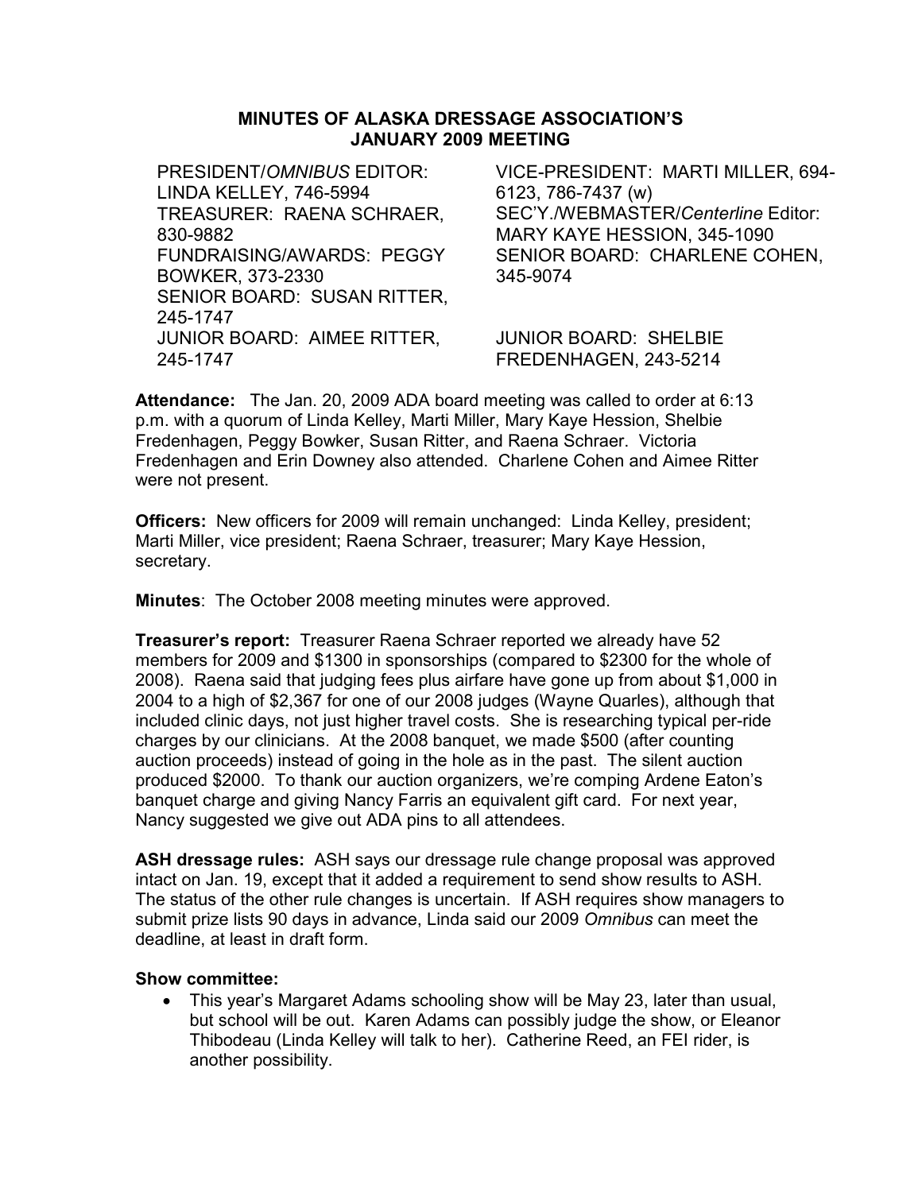**MINUTES OF ALASKA DRESSAGE ASSOCIATION'S JANUARY 2009 MEETING**

PRESIDENT/*OMNIBUS* EDITOR: LINDA KELLEY, 746-5994
TREASURER: RAENA SCHRAER, 830-9882
FUNDRAISING/AWARDS: PEGGY BOWKER, 373-2330
SENIOR BOARD: SUSAN RITTER, 245-1747
JUNIOR BOARD: AIMEE RITTER, 245-1747
VICE-PRESIDENT: MARTI MILLER, 694-6123, 786-7437 (w)
SEC'Y./WEBMASTER/*Centerline* Editor: MARY KAYE HESSION, 345-1090
SENIOR BOARD: CHARLENE COHEN, 345-9074
JUNIOR BOARD: SHELBIE FREDENHAGEN, 243-5214

**Attendance:** The Jan. 20, 2009 ADA board meeting was called to order at 6:13 p.m. with a quorum of Linda Kelley, Marti Miller, Mary Kaye Hession, Shelbie Fredenhagen, Peggy Bowker, Susan Ritter, and Raena Schraer. Victoria Fredenhagen and Erin Downey also attended. Charlene Cohen and Aimee Ritter were not present.

**Officers:** New officers for 2009 will remain unchanged: Linda Kelley, president; Marti Miller, vice president; Raena Schraer, treasurer; Mary Kaye Hession, secretary.

**Minutes**: The October 2008 meeting minutes were approved.

**Treasurer's report:** Treasurer Raena Schraer reported we already have 52 members for 2009 and $1300 in sponsorships (compared to $2300 for the whole of 2008). Raena said that judging fees plus airfare have gone up from about $1,000 in 2004 to a high of $2,367 for one of our 2008 judges (Wayne Quarles), although that included clinic days, not just higher travel costs. She is researching typical per-ride charges by our clinicians. At the 2008 banquet, we made $500 (after counting auction proceeds) instead of going in the hole as in the past. The silent auction produced $2000. To thank our auction organizers, we're comping Ardene Eaton's banquet charge and giving Nancy Farris an equivalent gift card. For next year, Nancy suggested we give out ADA pins to all attendees.

**ASH dressage rules:** ASH says our dressage rule change proposal was approved intact on Jan. 19, except that it added a requirement to send show results to ASH. The status of the other rule changes is uncertain. If ASH requires show managers to submit prize lists 90 days in advance, Linda said our 2009 *Omnibus* can meet the deadline, at least in draft form.

**Show committee:**

- This year's Margaret Adams schooling show will be May 23, later than usual, but school will be out. Karen Adams can possibly judge the show, or Eleanor Thibodeau (Linda Kelley will talk to her). Catherine Reed, an FEI rider, is another possibility.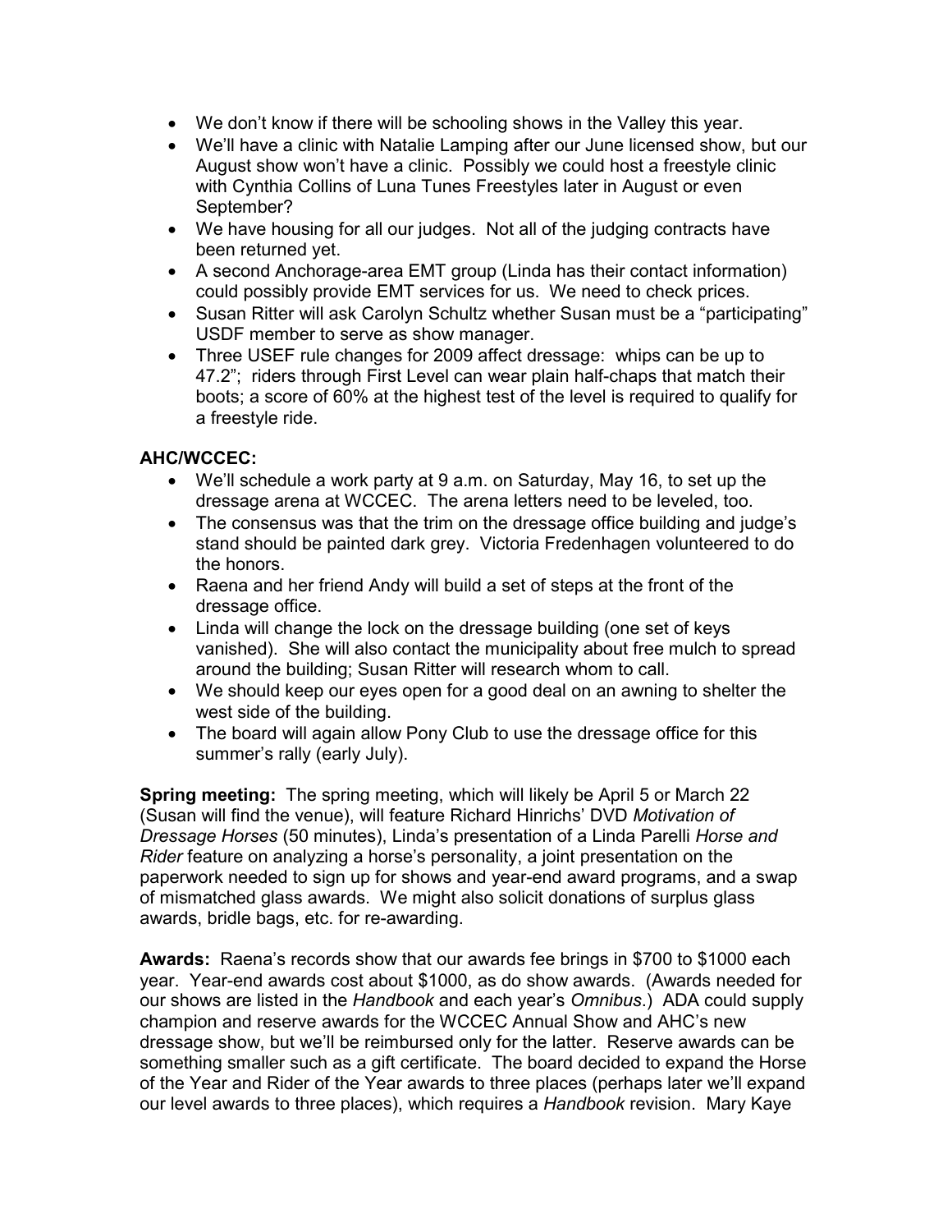- We don't know if there will be schooling shows in the Valley this year.
- We'll have a clinic with Natalie Lamping after our June licensed show, but our August show won't have a clinic. Possibly we could host a freestyle clinic with Cynthia Collins of Luna Tunes Freestyles later in August or even September?
- We have housing for all our judges. Not all of the judging contracts have been returned yet.
- A second Anchorage-area EMT group (Linda has their contact information) could possibly provide EMT services for us. We need to check prices.
- Susan Ritter will ask Carolyn Schultz whether Susan must be a "participating" USDF member to serve as show manager.
- Three USEF rule changes for 2009 affect dressage: whips can be up to 47.2"; riders through First Level can wear plain half-chaps that match their boots; a score of 60% at the highest test of the level is required to qualify for a freestyle ride.

**AHC/WCCEC:**

- We'll schedule a work party at 9 a.m. on Saturday, May 16, to set up the dressage arena at WCCEC. The arena letters need to be leveled, too.
- The consensus was that the trim on the dressage office building and judge's stand should be painted dark grey. Victoria Fredenhagen volunteered to do the honors.
- Raena and her friend Andy will build a set of steps at the front of the dressage office.
- Linda will change the lock on the dressage building (one set of keys vanished). She will also contact the municipality about free mulch to spread around the building; Susan Ritter will research whom to call.
- We should keep our eyes open for a good deal on an awning to shelter the west side of the building.
- The board will again allow Pony Club to use the dressage office for this summer's rally (early July).

**Spring meeting:** The spring meeting, which will likely be April 5 or March 22 (Susan will find the venue), will feature Richard Hinrichs' DVD *Motivation of Dressage Horses* (50 minutes), Linda's presentation of a Linda Parelli *Horse and Rider* feature on analyzing a horse's personality, a joint presentation on the paperwork needed to sign up for shows and year-end award programs, and a swap of mismatched glass awards. We might also solicit donations of surplus glass awards, bridle bags, etc. for re-awarding.

**Awards:** Raena's records show that our awards fee brings in $700 to $1000 each year. Year-end awards cost about $1000, as do show awards. (Awards needed for our shows are listed in the *Handbook* and each year's *Omnibus*.) ADA could supply champion and reserve awards for the WCCEC Annual Show and AHC's new dressage show, but we'll be reimbursed only for the latter. Reserve awards can be something smaller such as a gift certificate. The board decided to expand the Horse of the Year and Rider of the Year awards to three places (perhaps later we'll expand our level awards to three places), which requires a *Handbook* revision. Mary Kaye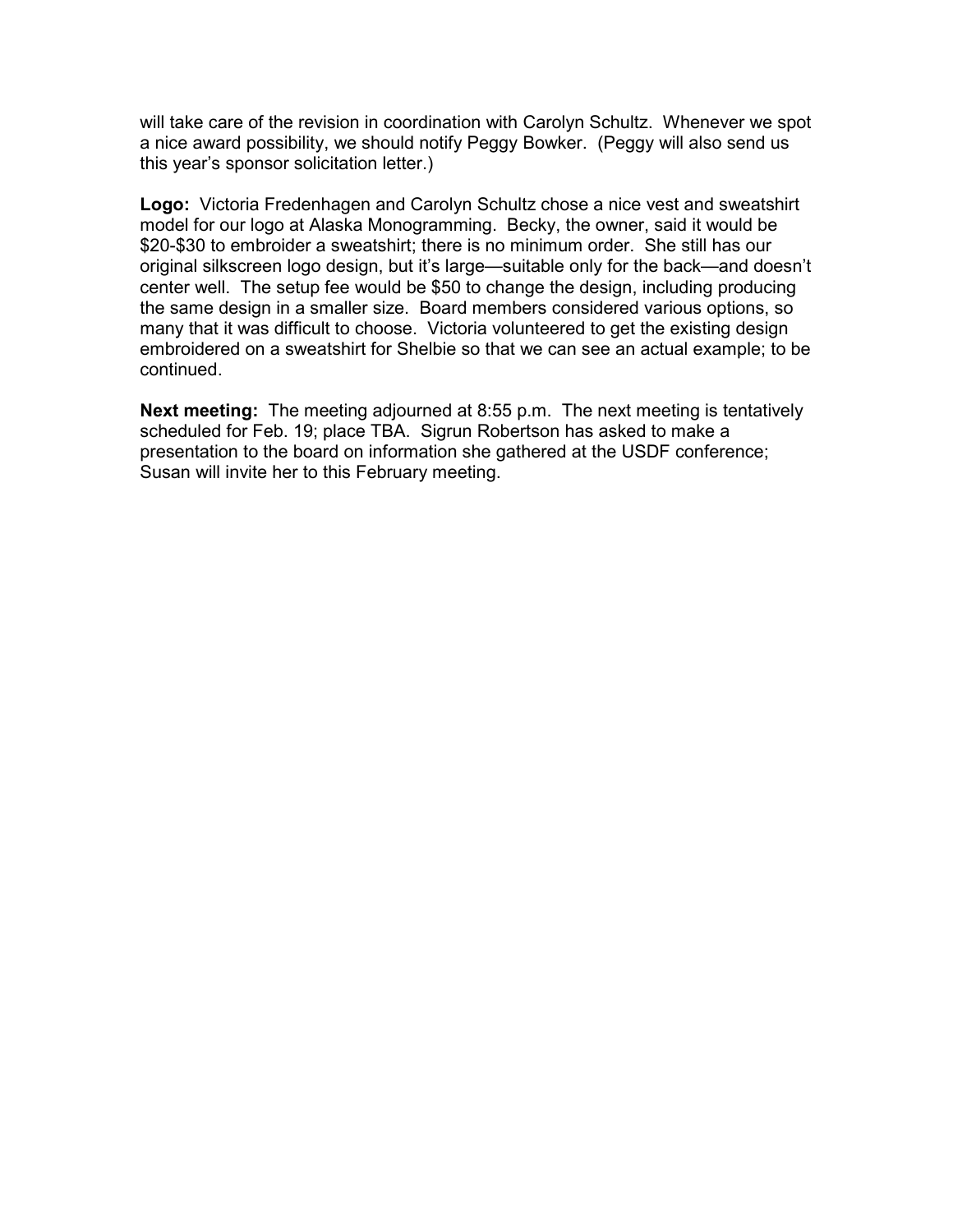will take care of the revision in coordination with Carolyn Schultz. Whenever we spot a nice award possibility, we should notify Peggy Bowker. (Peggy will also send us this year's sponsor solicitation letter.)

**Logo:** Victoria Fredenhagen and Carolyn Schultz chose a nice vest and sweatshirt model for our logo at Alaska Monogramming. Becky, the owner, said it would be $20-$30 to embroider a sweatshirt; there is no minimum order. She still has our original silkscreen logo design, but it's large—suitable only for the back—and doesn't center well. The setup fee would be $50 to change the design, including producing the same design in a smaller size. Board members considered various options, so many that it was difficult to choose. Victoria volunteered to get the existing design embroidered on a sweatshirt for Shelbie so that we can see an actual example; to be continued.

**Next meeting:** The meeting adjourned at 8:55 p.m. The next meeting is tentatively scheduled for Feb. 19; place TBA. Sigrun Robertson has asked to make a presentation to the board on information she gathered at the USDF conference; Susan will invite her to this February meeting.